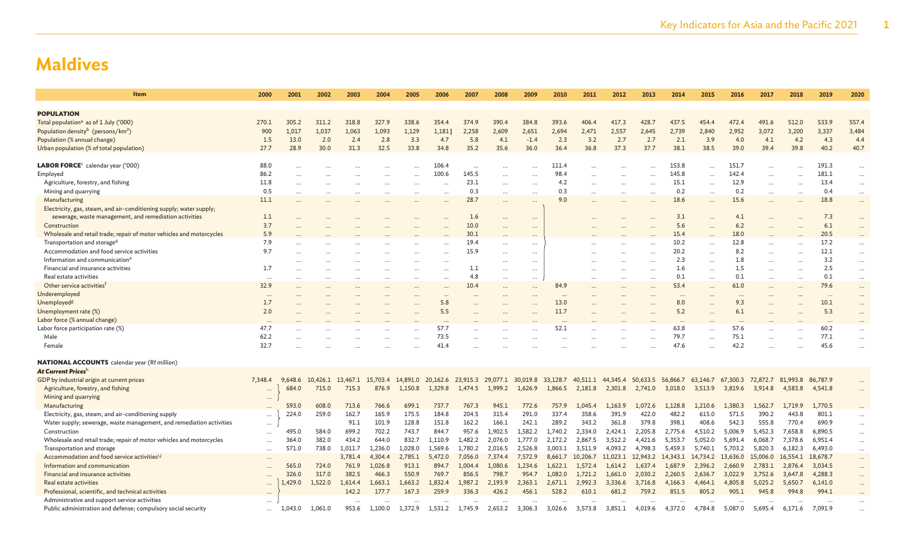# Maldives

| Item | 2000 | 2001 | 2002 | 2003 | 2004 | 2005 | 2006 | 2007 | 2008 | 2009 | 2010 | 2011 | 2012 | 2013 | 2014 | 2015 | 2016 | 2017 | 2018 | 2019 | 2020 |
|---|---|---|---|---|---|---|---|---|---|---|---|---|---|---|---|---|---|---|---|---|---|
| **POPULATION** | | | | | | | | | | | | | | | | | | | | | |
| Total population[a] as of 1 July ('000) | 270.1 | 305.2 | 311.2 | 318.8 | 327.9 | 338.6 | 354.4 | 374.9 | 390.4 | 384.8 | 393.6 | 406.4 | 417.3 | 428.7 | 437.5 | 454.4 | 472.4 | 491.6 | 512.0 | 533.9 | 557.4 |
| Population density[b] (persons/km²) | 900 | 1,017 | 1,037 | 1,063 | 1,093 | 1,129 | 1,181 \| | 2,258 | 2,609 | 2,651 | 2,694 | 2,471 | 2,557 | 2,645 | 2,739 | 2,840 | 2,952 | 3,072 | 3,200 | 3,337 | 3,484 |
| Population (% annual change) | 1.5 | 13.0 | 2.0 | 2.4 | 2.8 | 3.3 | 4.7 | 5.8 | 4.1 | -1.4 | 2.3 | 3.2 | 2.7 | 2.7 | 2.1 | 3.9 | 4.0 | 4.1 | 4.2 | 4.3 | 4.4 |
| Urban population (% of total population) | 27.7 | 28.9 | 30.0 | 31.3 | 32.5 | 33.8 | 34.8 | 35.2 | 35.6 | 36.0 | 36.4 | 36.8 | 37.3 | 37.7 | 38.1 | 38.5 | 39.0 | 39.4 | 39.8 | 40.2 | 40.7 |
| **LABOR FORCE**[c] calendar year ('000) | 88.0 | ... | ... | ... | ... | ... | 106.4 | ... | ... | ... | 111.4 | ... | ... | ... | 153.8 | ... | 151.7 | ... | ... | 191.3 | ... |
| Employed | 86.2 | ... | ... | ... | ... | ... | 100.6 | 145.5 | ... | ... | 98.4 | ... | ... | ... | 145.8 | ... | 142.4 | ... | ... | 181.1 | ... |
| Agriculture, forestry, and fishing | 11.8 | ... | ... | ... | ... | ... | ... | 23.1 | ... | ... | 4.2 | ... | ... | ... | 15.1 | ... | 12.9 | ... | ... | 13.4 | ... |
| Mining and quarrying | 0.5 | ... | ... | ... | ... | ... | ... | 0.3 | ... | ... | 0.3 | ... | ... | ... | 0.2 | ... | 0.2 | ... | ... | 0.4 | ... |
| Manufacturing | 11.1 | ... | ... | ... | ... | ... | ... | 28.7 | ... | ... | 9.0 | ... | ... | ... | 18.6 | ... | 15.6 | ... | ... | 18.8 | ... |
| Electricity, gas, steam, and air-conditioning supply; water supply; sewerage, waste management, and remediation activities | 1.1 | ... | ... | ... | ... | ... | ... | 1.6 | ... | ... | | ... | ... | ... | 3.1 | ... | 4.1 | ... | ... | 7.3 | ... |
| Construction | 3.7 | ... | ... | ... | ... | ... | ... | 10.0 | ... | ... | | ... | ... | ... | 5.6 | ... | 6.2 | ... | ... | 6.1 | ... |
| Wholesale and retail trade; repair of motor vehicles and motorcycles | 5.9 | ... | ... | ... | ... | ... | ... | 30.1 | ... | ... | | ... | ... | ... | 15.4 | ... | 18.0 | ... | ... | 20.5 | ... |
| Transportation and storage[d] | 7.9 | ... | ... | ... | ... | ... | ... | 19.4 | ... | ... | | ... | ... | ... | 10.2 | ... | 12.8 | ... | ... | 17.2 | ... |
| Accommodation and food service activities | 9.7 | ... | ... | ... | ... | ... | ... | 15.9 | ... | ... | | ... | ... | ... | 20.2 | ... | 8.2 | ... | ... | 12.1 | ... |
| Information and communication[e] | ... | ... | ... | ... | ... | ... | ... | ... | ... | ... | | ... | ... | ... | 2.3 | ... | 1.8 | ... | ... | 3.2 | ... |
| Financial and insurance activities | 1.7 | ... | ... | ... | ... | ... | ... | 1.1 | ... | ... | | ... | ... | ... | 1.6 | ... | 1.5 | ... | ... | 2.5 | ... |
| Real estate activities | ... | ... | ... | ... | ... | ... | ... | 4.8 | ... | ... | | ... | ... | ... | 0.1 | ... | 0.1 | ... | ... | 0.1 | ... |
| Other service activities[f] | 32.9 | ... | ... | ... | ... | ... | ... | 10.4 | ... | ... | 84.9 | ... | ... | ... | 53.4 | ... | 61.0 | ... | ... | 79.6 | ... |
| Underemployed | ... | ... | ... | ... | ... | ... | ... | ... | ... | ... | ... | ... | ... | ... | ... | ... | ... | ... | ... | ... | ... |
| Unemployed[g] | 1.7 | ... | ... | ... | ... | ... | 5.8 | ... | ... | ... | 13.0 | ... | ... | ... | 8.0 | ... | 9.3 | ... | ... | 10.1 | ... |
| Unemployment rate (%) | 2.0 | ... | ... | ... | ... | ... | 5.5 | ... | ... | ... | 11.7 | ... | ... | ... | 5.2 | ... | 6.1 | ... | ... | 5.3 | ... |
| Labor force (% annual change) | ... | ... | ... | ... | ... | ... | ... | ... | ... | ... | ... | ... | ... | ... | ... | ... | ... | ... | ... | ... | ... |
| Labor force participation rate (%) | 47.7 | ... | ... | ... | ... | ... | 57.7 | ... | ... | ... | 52.1 | ... | ... | ... | 63.8 | ... | 57.6 | ... | ... | 60.2 | ... |
| Male | 62.2 | ... | ... | ... | ... | ... | 73.5 | ... | ... | ... | ... | ... | ... | ... | 79.7 | ... | 75.1 | ... | ... | 77.1 | ... |
| Female | 32.7 | ... | ... | ... | ... | ... | 41.4 | ... | ... | ... | ... | ... | ... | ... | 47.6 | ... | 42.2 | ... | ... | 45.6 | ... |
| **NATIONAL ACCOUNTS** calendar year (Rf million) | | | | | | | | | | | | | | | | | | | | | |
| ***At Current Prices***[h] | | | | | | | | | | | | | | | | | | | | | |
| GDP by industrial origin at current prices | 7,348.4 | 9,648.6 | 10,426.1 | 13,467.1 | 15,703.4 | 14,891.0 | 20,162.6 | 23,915.3 | 29,077.1 | 30,019.8 | 33,128.7 | 40,511.1 | 44,345.4 | 50,633.5 | 56,866.7 | 63,146.7 | 67,300.3 | 72,872.7 | 81,993.8 | 86,787.9 | ... |
| Agriculture, forestry, and fishing | ... | 684.0 | 715.0 | 715.3 | 876.9 | 1,150.8 | 1,329.8 | 1,474.5 | 1,999.2 | 1,626.9 | 1,866.5 | 2,181.8 | 2,301.8 | 2,741.0 | 3,018.0 | 3,513.9 | 3,819.6 | 3,914.8 | 4,583.8 | 4,541.8 | ... |
| Mining and quarrying | ... | | | | | | | | | | | | | | | | | | | | |
| Manufacturing | ... | 593.0 | 608.0 | 713.6 | 766.6 | 699.1 | 737.7 | 767.3 | 945.1 | 772.6 | 757.9 | 1,045.4 | 1,163.9 | 1,072.6 | 1,128.8 | 1,210.6 | 1,380.3 | 1,562.7 | 1,719.9 | 1,770.5 | ... |
| Electricity, gas, steam, and air-conditioning supply | ... | 224.0 | 259.0 | 162.7 | 165.9 | 175.5 | 184.8 | 204.5 | 315.4 | 291.0 | 337.4 | 358.6 | 391.9 | 422.0 | 482.2 | 615.0 | 571.5 | 390.2 | 443.8 | 801.1 | ... |
| Water supply; sewerage, waste management, and remediation activities | ... | | | 91.1 | 101.9 | 128.8 | 151.8 | 162.2 | 166.1 | 242.1 | 289.2 | 343.2 | 361.8 | 379.8 | 398.1 | 408.6 | 542.3 | 555.8 | 770.4 | 690.9 | ... |
| Construction | ... | 495.0 | 584.0 | 699.2 | 702.2 | 743.7 | 844.7 | 957.6 | 1,902.5 | 1,582.2 | 1,740.2 | 2,334.0 | 2,424.1 | 2,205.8 | 2,775.6 | 4,510.2 | 5,006.9 | 5,452.3 | 7,658.8 | 6,890.5 | ... |
| Wholesale and retail trade; repair of motor vehicles and motorcycles | ... | 364.0 | 382.0 | 434.2 | 644.0 | 832.7 | 1,110.9 | 1,482.2 | 2,076.0 | 1,777.0 | 2,172.2 | 2,867.5 | 3,512.2 | 4,421.6 | 5,353.7 | 5,052.0 | 5,691.4 | 6,068.7 | 7,378.6 | 6,951.4 | ... |
| Transportation and storage | ... | 571.0 | 738.0 | 1,011.7 | 1,236.0 | 1,028.0 | 1,569.6 | 1,780.2 | 2,016.5 | 2,526.8 | 3,003.1 | 3,511.9 | 4,093.2 | 4,798.3 | 5,459.3 | 5,740.1 | 5,703.2 | 5,820.3 | 6,182.3 | 6,493.0 | ... |
| Accommodation and food service activities[i,j] | ... | | | 3,781.4 | 4,304.4 | 2,785.1 | 5,472.0 | 7,056.0 | 7,374.4 | 7,572.9 | 8,661.7 | 10,206.7 | 11,023.1 | 12,943.2 | 14,343.1 | 14,734.2 | 13,636.0 | 15,006.0 | 16,554.1 | 18,678.7 | ... |
| Information and communication | ... | 565.0 | 724.0 | 761.9 | 1,026.8 | 913.1 | 894.7 | 1,004.4 | 1,080.6 | 1,234.6 | 1,622.1 | 1,572.4 | 1,614.2 | 1,637.4 | 1,687.9 | 2,396.2 | 2,660.9 | 2,783.1 | 2,876.4 | 3,034.5 | ... |
| Financial and insurance activities | ... | 326.0 | 317.0 | 382.5 | 466.3 | 550.9 | 769.7 | 856.5 | 798.7 | 954.7 | 1,082.0 | 1,721.2 | 1,661.0 | 2,030.2 | 2,260.5 | 2,636.7 | 3,022.9 | 3,752.6 | 3,647.8 | 4,288.3 | ... |
| Real estate activities | ... | 1,429.0 | 1,522.0 | 1,614.4 | 1,663.1 | 1,663.2 | 1,832.4 | 1,987.2 | 2,193.9 | 2,363.1 | 2,671.1 | 2,992.3 | 3,336.6 | 3,716.8 | 4,166.3 | 4,464.1 | 4,805.8 | 5,025.2 | 5,650.7 | 6,141.0 | ... |
| Professional, scientific, and technical activities | ... | | | 142.2 | 177.7 | 167.3 | 259.9 | 336.3 | 426.2 | 456.1 | 528.2 | 610.1 | 681.2 | 759.2 | 851.5 | 805.2 | 905.1 | 945.8 | 994.8 | 994.1 | ... |
| Administrative and support service activities | ... | | | ... | ... | ... | ... | ... | ... | ... | ... | ... | ... | ... | ... | ... | ... | ... | ... | ... | ... |
| Public administration and defense; compulsory social security | ... | 1,043.0 | 1,061.0 | 953.6 | 1,100.0 | 1,372.9 | 1,531.2 | 1,745.9 | 2,653.2 | 3,306.3 | 3,026.6 | 3,573.8 | 3,851.1 | 4,019.6 | 4,372.0 | 4,784.8 | 5,087.0 | 5,695.4 | 6,171.6 | 7,091.9 | ... |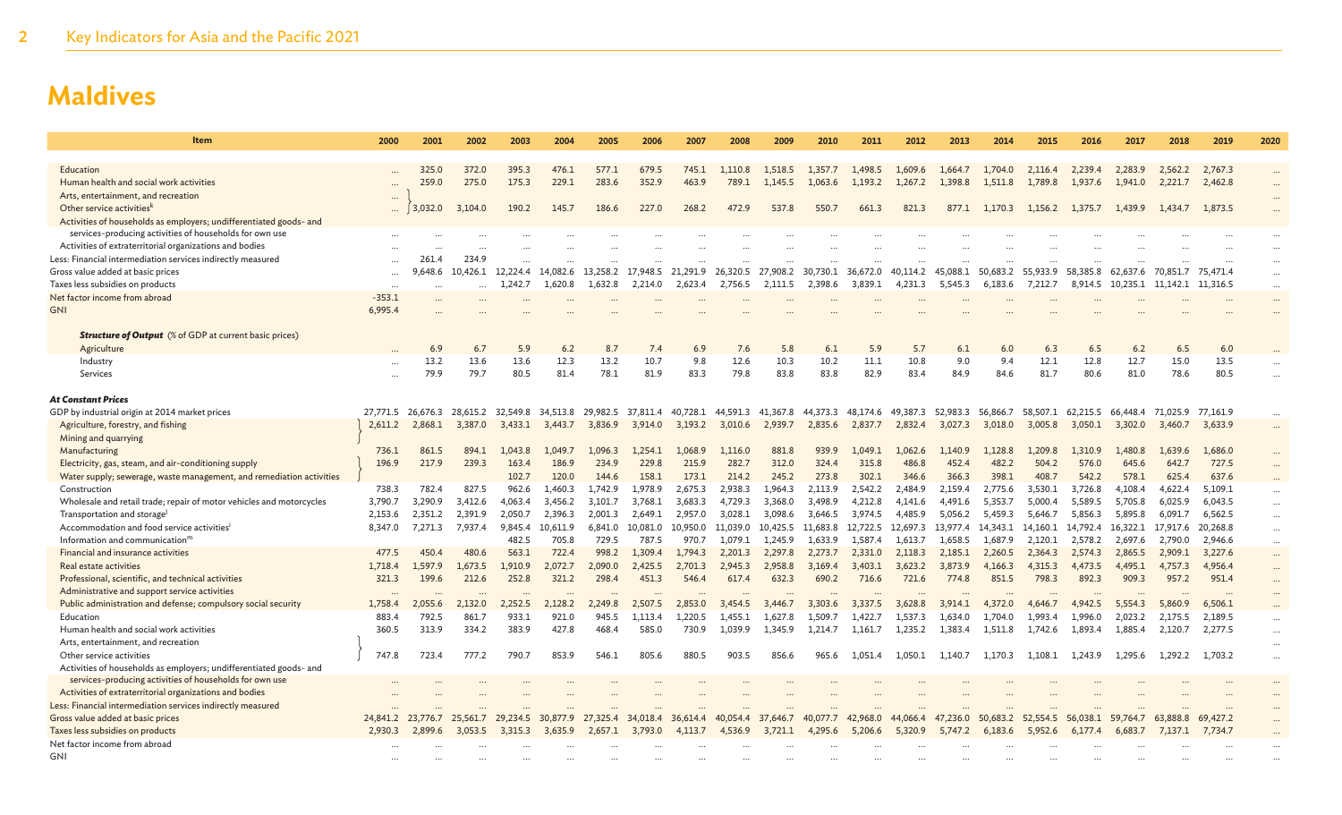# Maldives

| Item | 2000 | 2001 | 2002 | 2003 | 2004 | 2005 | 2006 | 2007 | 2008 | 2009 | 2010 | 2011 | 2012 | 2013 | 2014 | 2015 | 2016 | 2017 | 2018 | 2019 | 2020 |
|---|---|---|---|---|---|---|---|---|---|---|---|---|---|---|---|---|---|---|---|---|---|
| Education | ... | 325.0 | 372.0 | 395.3 | 476.1 | 577.1 | 679.5 | 745.1 | 1,110.8 | 1,518.5 | 1,357.7 | 1,498.5 | 1,609.6 | 1,664.7 | 1,704.0 | 2,116.4 | 2,239.4 | 2,283.9 | 2,562.2 | 2,767.3 | ... |
| Human health and social work activities | ... | 259.0 | 275.0 | 175.3 | 229.1 | 283.6 | 352.9 | 463.9 | 789.1 | 1,145.5 | 1,063.6 | 1,193.2 | 1,267.2 | 1,398.8 | 1,511.8 | 1,789.8 | 1,937.6 | 1,941.0 | 2,221.7 | 2,462.8 | ... |
| Arts, entertainment, and recreation | ... | | | | | | | | | | | | | | | | | | | | ... |
| Other service activities[k] | ... | 3,032.0 | 3,104.0 | 190.2 | 145.7 | 186.6 | 227.0 | 268.2 | 472.9 | 537.8 | 550.7 | 661.3 | 821.3 | 877.1 | 1,170.3 | 1,156.2 | 1,375.7 | 1,439.9 | 1,434.7 | 1,873.5 | ... |
| Activities of households as employers; undifferentiated goods- and services-producing activities of households for own use | ... | ... | ... | ... | ... | ... | ... | ... | ... | ... | ... | ... | ... | ... | ... | ... | ... | ... | ... | ... | ... |
| Activities of extraterritorial organizations and bodies | ... | ... | ... | ... | ... | ... | ... | ... | ... | ... | ... | ... | ... | ... | ... | ... | ... | ... | ... | ... | ... |
| Less: Financial intermediation services indirectly measured | ... | 261.4 | 234.9 | ... | ... | ... | ... | ... | ... | ... | ... | ... | ... | ... | ... | ... | ... | ... | ... | ... | ... |
| Gross value added at basic prices | ... | 9,648.6 | 10,426.1 | 12,224.4 | 14,082.6 | 13,258.2 | 17,948.5 | 21,291.9 | 26,320.5 | 27,908.2 | 30,730.1 | 36,672.0 | 40,114.2 | 45,088.1 | 50,683.2 | 55,933.9 | 58,385.8 | 62,637.6 | 70,851.7 | 75,471.4 | ... |
| Taxes less subsidies on products | ... | ... | ... | 1,242.7 | 1,620.8 | 1,632.8 | 2,214.0 | 2,623.4 | 2,756.5 | 2,111.5 | 2,398.6 | 3,839.1 | 4,231.3 | 5,545.3 | 6,183.6 | 7,212.7 | 8,914.5 | 10,235.1 | 11,142.1 | 11,316.5 | ... |
| Net factor income from abroad | -353.1 | ... | ... | ... | ... | ... | ... | ... | ... | ... | ... | ... | ... | ... | ... | ... | ... | ... | ... | ... | ... |
| GNI | 6,995.4 | ... | ... | ... | ... | ... | ... | ... | ... | ... | ... | ... | ... | ... | ... | ... | ... | ... | ... | ... | ... |
| ***Structure of Output*** (% of GDP at current basic prices) | | | | | | | | | | | | | | | | | | | | | |
| Agriculture | ... | 6.9 | 6.7 | 5.9 | 6.2 | 8.7 | 7.4 | 6.9 | 7.6 | 5.8 | 6.1 | 5.9 | 5.7 | 6.1 | 6.0 | 6.3 | 6.5 | 6.2 | 6.5 | 6.0 | ... |
| Industry | ... | 13.2 | 13.6 | 13.6 | 12.3 | 13.2 | 10.7 | 9.8 | 12.6 | 10.3 | 10.2 | 11.1 | 10.8 | 9.0 | 9.4 | 12.1 | 12.8 | 12.7 | 15.0 | 13.5 | ... |
| Services | ... | 79.9 | 79.7 | 80.5 | 81.4 | 78.1 | 81.9 | 83.3 | 79.8 | 83.8 | 83.8 | 82.9 | 83.4 | 84.9 | 84.6 | 81.7 | 80.6 | 81.0 | 78.6 | 80.5 | ... |
| ***At Constant Prices*** | | | | | | | | | | | | | | | | | | | | | |
| GDP by industrial origin at 2014 market prices | 27,771.5 | 26,676.3 | 28,615.2 | 32,549.8 | 34,513.8 | 29,982.5 | 37,811.4 | 40,728.1 | 44,591.3 | 41,367.8 | 44,373.3 | 48,174.6 | 49,387.3 | 52,983.3 | 56,866.7 | 58,507.1 | 62,215.5 | 66,448.4 | 71,025.9 | 77,161.9 | ... |
| Agriculture, forestry, and fishing | 2,611.2 | 2,868.1 | 3,387.0 | 3,433.1 | 3,443.7 | 3,836.9 | 3,914.0 | 3,193.2 | 3,010.6 | 2,939.7 | 2,835.6 | 2,837.7 | 2,832.4 | 3,027.3 | 3,018.0 | 3,005.8 | 3,050.1 | 3,302.0 | 3,460.7 | 3,633.9 | ... |
| Mining and quarrying | | | | | | | | | | | | | | | | | | | | | |
| Manufacturing | 736.1 | 861.5 | 894.1 | 1,043.8 | 1,049.7 | 1,096.3 | 1,254.1 | 1,068.9 | 1,116.0 | 881.8 | 939.9 | 1,049.1 | 1,062.6 | 1,140.9 | 1,128.8 | 1,209.8 | 1,310.9 | 1,480.8 | 1,639.6 | 1,686.0 | ... |
| Electricity, gas, steam, and air-conditioning supply | 196.9 | 217.9 | 239.3 | 163.4 | 186.9 | 234.9 | 229.8 | 215.9 | 282.7 | 312.0 | 324.4 | 315.8 | 486.8 | 452.4 | 482.2 | 504.2 | 576.0 | 645.6 | 642.7 | 727.5 | ... |
| Water supply; sewerage, waste management, and remediation activities | | | | 102.7 | 120.0 | 144.6 | 158.1 | 173.1 | 214.2 | 245.2 | 273.8 | 302.1 | 346.6 | 366.3 | 398.1 | 408.7 | 542.2 | 578.1 | 625.4 | 637.6 | ... |
| Construction | 738.3 | 782.4 | 827.5 | 962.6 | 1,460.3 | 1,742.9 | 1,978.9 | 2,675.3 | 2,938.3 | 1,964.3 | 2,113.9 | 2,542.2 | 2,484.9 | 2,159.4 | 2,775.6 | 3,530.1 | 3,726.8 | 4,108.4 | 4,622.4 | 5,109.1 | ... |
| Wholesale and retail trade; repair of motor vehicles and motorcycles | 3,790.7 | 3,290.9 | 3,412.6 | 4,063.4 | 3,456.2 | 3,101.7 | 3,768.1 | 3,683.3 | 4,729.3 | 3,368.0 | 3,498.9 | 4,212.8 | 4,141.6 | 4,491.6 | 5,353.7 | 5,000.4 | 5,589.5 | 5,705.8 | 6,025.9 | 6,043.5 | ... |
| Transportation and storage[l] | 2,153.6 | 2,351.2 | 2,391.9 | 2,050.7 | 2,396.3 | 2,001.3 | 2,649.1 | 2,957.0 | 3,028.1 | 3,098.6 | 3,646.5 | 3,974.5 | 4,485.9 | 5,056.2 | 5,459.3 | 5,646.7 | 5,856.3 | 5,895.8 | 6,091.7 | 6,562.5 | ... |
| Accommodation and food service activities[i] | 8,347.0 | 7,271.3 | 7,937.4 | 9,845.4 | 10,611.9 | 6,841.0 | 10,081.0 | 10,950.0 | 11,039.0 | 10,425.5 | 11,683.8 | 12,722.5 | 12,697.3 | 13,977.4 | 14,343.1 | 14,160.1 | 14,792.4 | 16,322.1 | 17,917.6 | 20,268.8 | ... |
| Information and communication[m] | | | | 482.5 | 705.8 | 729.5 | 787.5 | 970.7 | 1,079.1 | 1,245.9 | 1,633.9 | 1,587.4 | 1,613.7 | 1,658.5 | 1,687.9 | 2,120.1 | 2,578.2 | 2,697.6 | 2,790.0 | 2,946.6 | ... |
| Financial and insurance activities | 477.5 | 450.4 | 480.6 | 563.1 | 722.4 | 998.2 | 1,309.4 | 1,794.3 | 2,201.3 | 2,297.8 | 2,273.7 | 2,331.0 | 2,118.3 | 2,185.1 | 2,260.5 | 2,364.3 | 2,574.3 | 2,865.5 | 2,909.1 | 3,227.6 | ... |
| Real estate activities | 1,718.4 | 1,597.9 | 1,673.5 | 1,910.9 | 2,072.7 | 2,090.0 | 2,425.5 | 2,701.3 | 2,945.3 | 2,958.8 | 3,169.4 | 3,403.1 | 3,623.2 | 3,873.9 | 4,166.3 | 4,315.3 | 4,473.5 | 4,495.1 | 4,757.3 | 4,956.4 | ... |
| Professional, scientific, and technical activities | 321.3 | 199.6 | 212.6 | 252.8 | 321.2 | 298.4 | 451.3 | 546.4 | 617.4 | 632.3 | 690.2 | 716.6 | 721.6 | 774.8 | 851.5 | 798.3 | 892.3 | 909.3 | 957.2 | 951.4 | ... |
| Administrative and support service activities | ... | ... | ... | ... | ... | ... | ... | ... | ... | ... | ... | ... | ... | ... | ... | ... | ... | ... | ... | ... | ... |
| Public administration and defense; compulsory social security | 1,758.4 | 2,055.6 | 2,132.0 | 2,252.5 | 2,128.2 | 2,249.8 | 2,507.5 | 2,853.0 | 3,454.5 | 3,446.7 | 3,303.6 | 3,337.5 | 3,628.8 | 3,914.1 | 4,372.0 | 4,646.7 | 4,942.5 | 5,554.3 | 5,860.9 | 6,506.1 | ... |
| Education | 883.4 | 792.5 | 861.7 | 933.1 | 921.0 | 945.5 | 1,113.4 | 1,220.5 | 1,455.1 | 1,627.8 | 1,509.7 | 1,422.7 | 1,537.3 | 1,634.0 | 1,704.0 | 1,993.4 | 1,996.0 | 2,023.2 | 2,175.5 | 2,189.5 | ... |
| Human health and social work activities | 360.5 | 313.9 | 334.2 | 383.9 | 427.8 | 468.4 | 585.0 | 730.9 | 1,039.9 | 1,345.9 | 1,214.7 | 1,161.7 | 1,235.2 | 1,383.4 | 1,511.8 | 1,742.6 | 1,893.4 | 1,885.4 | 2,120.7 | 2,277.5 | ... |
| Arts, entertainment, and recreation | | | | | | | | | | | | | | | | | | | | | ... |
| Other service activities | 747.8 | 723.4 | 777.2 | 790.7 | 853.9 | 546.1 | 805.6 | 880.5 | 903.5 | 856.6 | 965.6 | 1,051.4 | 1,050.1 | 1,140.7 | 1,170.3 | 1,108.1 | 1,243.9 | 1,295.6 | 1,292.2 | 1,703.2 | ... |
| Activities of households as employers; undifferentiated goods- and services-producing activities of households for own use | ... | ... | ... | ... | ... | ... | ... | ... | ... | ... | ... | ... | ... | ... | ... | ... | ... | ... | ... | ... | ... |
| Activities of extraterritorial organizations and bodies | ... | ... | ... | ... | ... | ... | ... | ... | ... | ... | ... | ... | ... | ... | ... | ... | ... | ... | ... | ... | ... |
| Less: Financial intermediation services indirectly measured | ... | ... | ... | ... | ... | ... | ... | ... | ... | ... | ... | ... | ... | ... | ... | ... | ... | ... | ... | ... | ... |
| Gross value added at basic prices | 24,841.2 | 23,776.7 | 25,561.7 | 29,234.5 | 30,877.9 | 27,325.4 | 34,018.4 | 36,614.4 | 40,054.4 | 37,646.7 | 40,077.7 | 42,968.0 | 44,066.4 | 47,236.0 | 50,683.2 | 52,554.5 | 56,038.1 | 59,764.7 | 63,888.8 | 69,427.2 | ... |
| Taxes less subsidies on products | 2,930.3 | 2,899.6 | 3,053.5 | 3,315.3 | 3,635.9 | 2,657.1 | 3,793.0 | 4,113.7 | 4,536.9 | 3,721.1 | 4,295.6 | 5,206.6 | 5,320.9 | 5,747.2 | 6,183.6 | 5,952.6 | 6,177.4 | 6,683.7 | 7,137.1 | 7,734.7 | ... |
| Net factor income from abroad | ... | ... | ... | ... | ... | ... | ... | ... | ... | ... | ... | ... | ... | ... | ... | ... | ... | ... | ... | ... | ... |
| GNI | ... | ... | ... | ... | ... | ... | ... | ... | ... | ... | ... | ... | ... | ... | ... | ... | ... | ... | ... | ... | ... |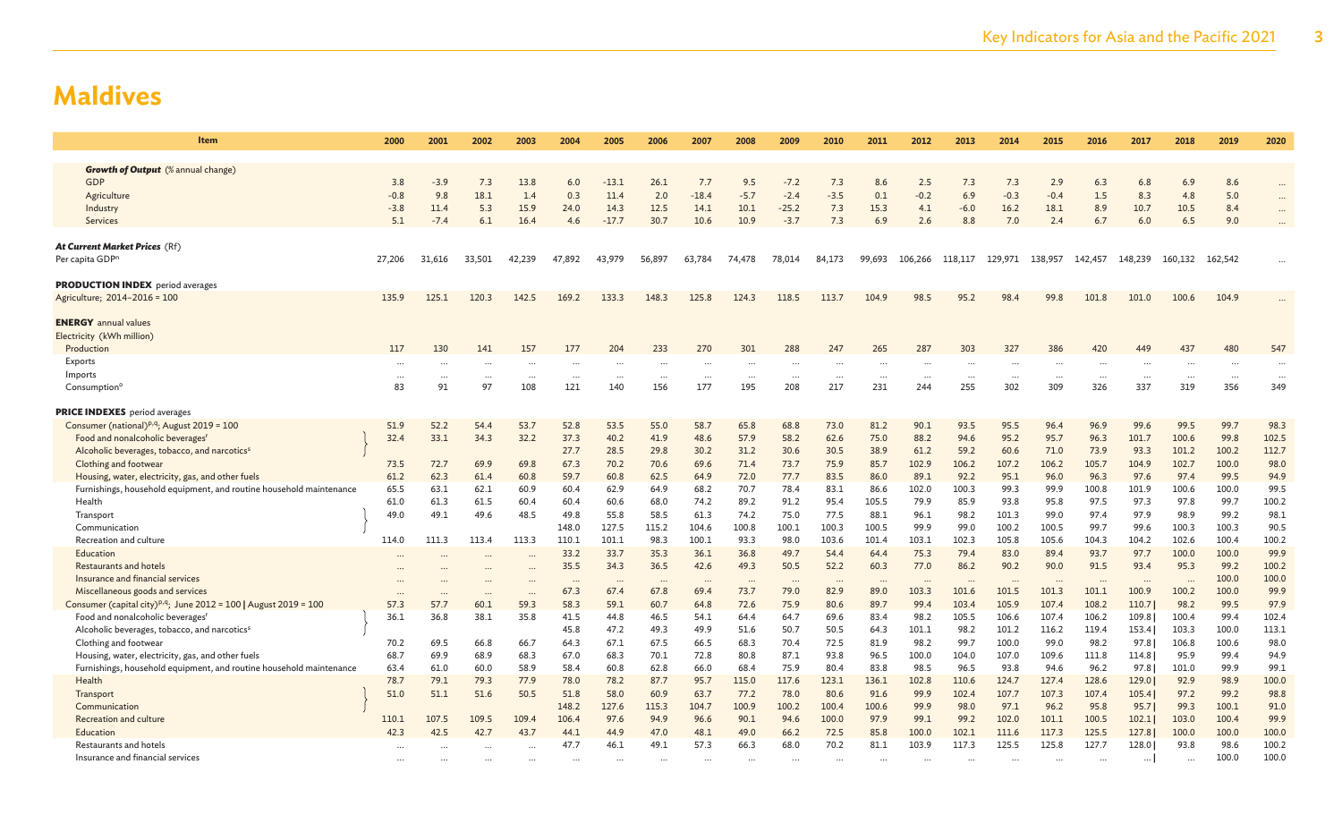# Maldives

| Item | 2000 | 2001 | 2002 | 2003 | 2004 | 2005 | 2006 | 2007 | 2008 | 2009 | 2010 | 2011 | 2012 | 2013 | 2014 | 2015 | 2016 | 2017 | 2018 | 2019 | 2020 |
|---|---|---|---|---|---|---|---|---|---|---|---|---|---|---|---|---|---|---|---|---|---|
| ***Growth of Output*** (% annual change) | | | | | | | | | | | | | | | | | | | | | |
| GDP | 3.8 | -3.9 | 7.3 | 13.8 | 6.0 | -13.1 | 26.1 | 7.7 | 9.5 | -7.2 | 7.3 | 8.6 | 2.5 | 7.3 | 7.3 | 2.9 | 6.3 | 6.8 | 6.9 | 8.6 | ... |
| Agriculture | -0.8 | 9.8 | 18.1 | 1.4 | 0.3 | 11.4 | 2.0 | -18.4 | -5.7 | -2.4 | -3.5 | 0.1 | -0.2 | 6.9 | -0.3 | -0.4 | 1.5 | 8.3 | 4.8 | 5.0 | ... |
| Industry | -3.8 | 11.4 | 5.3 | 15.9 | 24.0 | 14.3 | 12.5 | 14.1 | 10.1 | -25.2 | 7.3 | 15.3 | 4.1 | -6.0 | 16.2 | 18.1 | 8.9 | 10.7 | 10.5 | 8.4 | ... |
| Services | 5.1 | -7.4 | 6.1 | 16.4 | 4.6 | -17.7 | 30.7 | 10.6 | 10.9 | -3.7 | 7.3 | 6.9 | 2.6 | 8.8 | 7.0 | 2.4 | 6.7 | 6.0 | 6.5 | 9.0 | ... |
| ***At Current Market Prices*** (Rf) | | | | | | | | | | | | | | | | | | | | | |
| Per capita GDP[n] | 27,206 | 31,616 | 33,501 | 42,239 | 47,892 | 43,979 | 56,897 | 63,784 | 74,478 | 78,014 | 84,173 | 99,693 | 106,266 | 118,117 | 129,971 | 138,957 | 142,457 | 148,239 | 160,132 | 162,542 | ... |
| **PRODUCTION INDEX** period averages | | | | | | | | | | | | | | | | | | | | | |
| Agriculture; 2014–2016 = 100 | 135.9 | 125.1 | 120.3 | 142.5 | 169.2 | 133.3 | 148.3 | 125.8 | 124.3 | 118.5 | 113.7 | 104.9 | 98.5 | 95.2 | 98.4 | 99.8 | 101.8 | 101.0 | 100.6 | 104.9 | ... |
| **ENERGY** annual values | | | | | | | | | | | | | | | | | | | | | |
| Electricity (kWh million) | | | | | | | | | | | | | | | | | | | | | |
| Production | 117 | 130 | 141 | 157 | 177 | 204 | 233 | 270 | 301 | 288 | 247 | 265 | 287 | 303 | 327 | 386 | 420 | 449 | 437 | 480 | 547 |
| Exports | ... | ... | ... | ... | ... | ... | ... | ... | ... | ... | ... | ... | ... | ... | ... | ... | ... | ... | ... | ... | ... |
| Imports | ... | ... | ... | ... | ... | ... | ... | ... | ... | ... | ... | ... | ... | ... | ... | ... | ... | ... | ... | ... | ... |
| Consumption[o] | 83 | 91 | 97 | 108 | 121 | 140 | 156 | 177 | 195 | 208 | 217 | 231 | 244 | 255 | 302 | 309 | 326 | 337 | 319 | 356 | 349 |
| **PRICE INDEXES** period averages | | | | | | | | | | | | | | | | | | | | | |
| Consumer (national)[p,q]; August 2019 = 100 | 51.9 | 52.2 | 54.4 | 53.7 | 52.8 | 53.5 | 55.0 | 58.7 | 65.8 | 68.8 | 73.0 | 81.2 | 90.1 | 93.5 | 95.5 | 96.4 | 96.9 | 99.6 | 99.5 | 99.7 | 98.3 |
| Food and nonalcoholic beverages[r] | 32.4 | 33.1 | 34.3 | 32.2 | 37.3 | 40.2 | 41.9 | 48.6 | 57.9 | 58.2 | 62.6 | 75.0 | 88.2 | 94.6 | 95.2 | 95.7 | 96.3 | 101.7 | 100.6 | 99.8 | 102.5 |
| Alcoholic beverages, tobacco, and narcotics[s] | | | | | 27.7 | 28.5 | 29.8 | 30.2 | 31.2 | 30.6 | 30.5 | 38.9 | 61.2 | 59.2 | 60.6 | 71.0 | 73.9 | 93.3 | 101.2 | 100.2 | 112.7 |
| Clothing and footwear | 73.5 | 72.7 | 69.9 | 69.8 | 67.3 | 70.2 | 70.6 | 69.6 | 71.4 | 73.7 | 75.9 | 85.7 | 102.9 | 106.2 | 107.2 | 106.2 | 105.7 | 104.9 | 102.7 | 100.0 | 98.0 |
| Housing, water, electricity, gas, and other fuels | 61.2 | 62.3 | 61.4 | 60.8 | 59.7 | 60.8 | 62.5 | 64.9 | 72.0 | 77.7 | 83.5 | 86.0 | 89.1 | 92.2 | 95.1 | 96.0 | 96.3 | 97.6 | 97.4 | 99.5 | 94.9 |
| Furnishings, household equipment, and routine household maintenance | 65.5 | 63.1 | 62.1 | 60.9 | 60.4 | 62.9 | 64.9 | 68.2 | 70.7 | 78.4 | 83.1 | 86.6 | 102.0 | 100.3 | 99.3 | 99.9 | 100.8 | 101.9 | 100.6 | 100.0 | 99.5 |
| Health | 61.0 | 61.3 | 61.5 | 60.4 | 60.4 | 60.6 | 68.0 | 74.2 | 89.2 | 91.2 | 95.4 | 105.5 | 79.9 | 85.9 | 93.8 | 95.8 | 97.5 | 97.3 | 97.8 | 99.7 | 100.2 |
| Transport | 49.0 | 49.1 | 49.6 | 48.5 | 49.8 | 55.8 | 58.5 | 61.3 | 74.2 | 75.0 | 77.5 | 88.1 | 96.1 | 98.2 | 101.3 | 99.0 | 97.4 | 97.9 | 98.9 | 99.2 | 98.1 |
| Communication | | | | | 148.0 | 127.5 | 115.2 | 104.6 | 100.8 | 100.1 | 100.3 | 100.5 | 99.9 | 99.0 | 100.2 | 100.5 | 99.7 | 99.6 | 100.3 | 100.3 | 90.5 |
| Recreation and culture | 114.0 | 111.3 | 113.4 | 113.3 | 110.1 | 101.1 | 98.3 | 100.1 | 93.3 | 98.0 | 103.6 | 101.4 | 103.1 | 102.3 | 105.8 | 105.6 | 104.3 | 104.2 | 102.6 | 100.4 | 100.2 |
| Education | ... | ... | ... | ... | 33.2 | 33.7 | 35.3 | 36.1 | 36.8 | 49.7 | 54.4 | 64.4 | 75.3 | 79.4 | 83.0 | 89.4 | 93.7 | 97.7 | 100.0 | 100.0 | 99.9 |
| Restaurants and hotels | ... | ... | ... | ... | 35.5 | 34.3 | 36.5 | 42.6 | 49.3 | 50.5 | 52.2 | 60.3 | 77.0 | 86.2 | 90.2 | 90.0 | 91.5 | 93.4 | 95.3 | 99.2 | 100.2 |
| Insurance and financial services | ... | ... | ... | ... | ... | ... | ... | ... | ... | ... | ... | ... | ... | ... | ... | ... | ... | ... | ... | 100.0 | 100.0 |
| Miscellaneous goods and services | ... | ... | ... | ... | 67.3 | 67.4 | 67.8 | 69.4 | 73.7 | 79.0 | 82.9 | 89.0 | 103.3 | 101.6 | 101.5 | 101.3 | 101.1 | 100.9 | 100.2 | 100.0 | 99.9 |
| Consumer (capital city)[p,q]; June 2012 = 100 \| August 2019 = 100 | 57.3 | 57.7 | 60.1 | 59.3 | 58.3 | 59.1 | 60.7 | 64.8 | 72.6 | 75.9 | 80.6 | 89.7 | 99.4 | 103.4 | 105.9 | 107.4 | 108.2 | 110.7 \| | 98.2 | 99.5 | 97.9 |
| Food and nonalcoholic beverages[r] | 36.1 | 36.8 | 38.1 | 35.8 | 41.5 | 44.8 | 46.5 | 54.1 | 64.4 | 64.7 | 69.6 | 83.4 | 98.2 | 105.5 | 106.6 | 107.4 | 106.2 | 109.8 \| | 100.4 | 99.4 | 102.4 |
| Alcoholic beverages, tobacco, and narcotics[s] | | | | | 45.8 | 47.2 | 49.3 | 49.9 | 51.6 | 50.7 | 50.5 | 64.3 | 101.1 | 98.2 | 101.2 | 116.2 | 119.4 | 153.4 \| | 103.3 | 100.0 | 113.1 |
| Clothing and footwear | 70.2 | 69.5 | 66.8 | 66.7 | 64.3 | 67.1 | 67.5 | 66.5 | 68.3 | 70.4 | 72.5 | 81.9 | 98.2 | 99.7 | 100.0 | 99.0 | 98.2 | 97.8 \| | 106.8 | 100.6 | 98.0 |
| Housing, water, electricity, gas, and other fuels | 68.7 | 69.9 | 68.9 | 68.3 | 67.0 | 68.3 | 70.1 | 72.8 | 80.8 | 87.1 | 93.8 | 96.5 | 100.0 | 104.0 | 107.0 | 109.6 | 111.8 | 114.8 \| | 95.9 | 99.4 | 94.9 |
| Furnishings, household equipment, and routine household maintenance | 63.4 | 61.0 | 60.0 | 58.9 | 58.4 | 60.8 | 62.8 | 66.0 | 68.4 | 75.9 | 80.4 | 83.8 | 98.5 | 96.5 | 93.8 | 94.6 | 96.2 | 97.8 \| | 101.0 | 99.9 | 99.1 |
| Health | 78.7 | 79.1 | 79.3 | 77.9 | 78.0 | 78.2 | 87.7 | 95.7 | 115.0 | 117.6 | 123.1 | 136.1 | 102.8 | 110.6 | 124.7 | 127.4 | 128.6 | 129.0 \| | 92.9 | 98.9 | 100.0 |
| Transport | 51.0 | 51.1 | 51.6 | 50.5 | 51.8 | 58.0 | 60.9 | 63.7 | 77.2 | 78.0 | 80.6 | 91.6 | 99.9 | 102.4 | 107.7 | 107.3 | 107.4 | 105.4 \| | 97.2 | 99.2 | 98.8 |
| Communication | | | | | 148.2 | 127.6 | 115.3 | 104.7 | 100.9 | 100.2 | 100.4 | 100.6 | 99.9 | 98.0 | 97.1 | 96.2 | 95.8 | 95.7 \| | 99.3 | 100.1 | 91.0 |
| Recreation and culture | 110.1 | 107.5 | 109.5 | 109.4 | 106.4 | 97.6 | 94.9 | 96.6 | 90.1 | 94.6 | 100.0 | 97.9 | 99.1 | 99.2 | 102.0 | 101.1 | 100.5 | 102.1 \| | 103.0 | 100.4 | 99.9 |
| Education | 42.3 | 42.5 | 42.7 | 43.7 | 44.1 | 44.9 | 47.0 | 48.1 | 49.0 | 66.2 | 72.5 | 85.8 | 100.0 | 102.1 | 111.6 | 117.3 | 125.5 | 127.8 \| | 100.0 | 100.0 | 100.0 |
| Restaurants and hotels | ... | ... | ... | ... | 47.7 | 46.1 | 49.1 | 57.3 | 66.3 | 68.0 | 70.2 | 81.1 | 103.9 | 117.3 | 125.5 | 125.8 | 127.7 | 128.0 \| | 93.8 | 98.6 | 100.2 |
| Insurance and financial services | ... | ... | ... | ... | ... | ... | ... | ... | ... | ... | ... | ... | ... | ... | ... | ... | ... | ... \| | ... | 100.0 | 100.0 |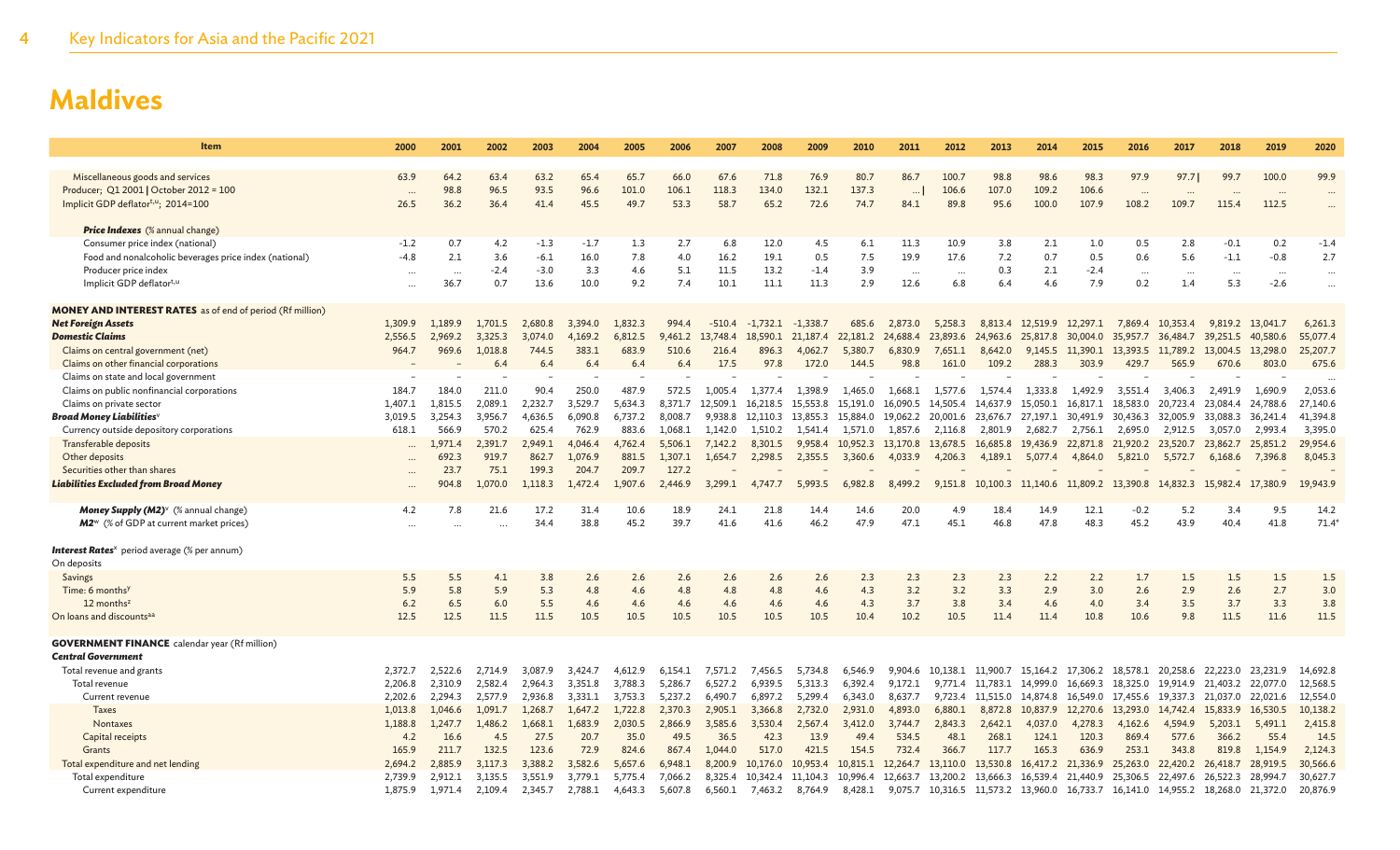# Maldives

| Item | 2000 | 2001 | 2002 | 2003 | 2004 | 2005 | 2006 | 2007 | 2008 | 2009 | 2010 | 2011 | 2012 | 2013 | 2014 | 2015 | 2016 | 2017 | 2018 | 2019 | 2020 |
|---|---|---|---|---|---|---|---|---|---|---|---|---|---|---|---|---|---|---|---|---|---|
| Miscellaneous goods and services | 63.9 | 64.2 | 63.4 | 63.2 | 65.4 | 65.7 | 66.0 | 67.6 | 71.8 | 76.9 | 80.7 | 86.7 | 100.7 | 98.8 | 98.6 | 98.3 | 97.9 | 97.7 \| | 99.7 | 100.0 | 99.9 |
| Producer; Q1 2001 \| October 2012 = 100 | ... | 98.8 | 96.5 | 93.5 | 96.6 | 101.0 | 106.1 | 118.3 | 134.0 | 132.1 | 137.3 | ... \| | 106.6 | 107.0 | 109.2 | 106.6 | ... | ... | ... | ... | ... |
| Implicit GDP deflator[t,u]; 2014=100 | 26.5 | 36.2 | 36.4 | 41.4 | 45.5 | 49.7 | 53.3 | 58.7 | 65.2 | 72.6 | 74.7 | 84.1 | 89.8 | 95.6 | 100.0 | 107.9 | 108.2 | 109.7 | 115.4 | 112.5 | ... |
| ***Price Indexes*** (% annual change) | | | | | | | | | | | | | | | | | | | | | |
| Consumer price index (national) | -1.2 | 0.7 | 4.2 | -1.3 | -1.7 | 1.3 | 2.7 | 6.8 | 12.0 | 4.5 | 6.1 | 11.3 | 10.9 | 3.8 | 2.1 | 1.0 | 0.5 | 2.8 | -0.1 | 0.2 | -1.4 |
| Food and nonalcoholic beverages price index (national) | -4.8 | 2.1 | 3.6 | -6.1 | 16.0 | 7.8 | 4.0 | 16.2 | 19.1 | 0.5 | 7.5 | 19.9 | 17.6 | 7.2 | 0.7 | 0.5 | 0.6 | 5.6 | -1.1 | -0.8 | 2.7 |
| Producer price index | ... | ... | -2.4 | -3.0 | 3.3 | 4.6 | 5.1 | 11.5 | 13.2 | -1.4 | 3.9 | ... | ... | 0.3 | 2.1 | -2.4 | ... | ... | ... | ... | ... |
| Implicit GDP deflator[t,u] | ... | 36.7 | 0.7 | 13.6 | 10.0 | 9.2 | 7.4 | 10.1 | 11.1 | 11.3 | 2.9 | 12.6 | 6.8 | 6.4 | 4.6 | 7.9 | 0.2 | 1.4 | 5.3 | -2.6 | ... |
| **MONEY AND INTEREST RATES** as of end of period (Rf million) | | | | | | | | | | | | | | | | | | | | | |
| ***Net Foreign Assets*** | 1,309.9 | 1,189.9 | 1,701.5 | 2,680.8 | 3,394.0 | 1,832.3 | 994.4 | -510.4 | -1,732.1 | -1,338.7 | 685.6 | 2,873.0 | 5,258.3 | 8,813.4 | 12,519.9 | 12,297.1 | 7,869.4 | 10,353.4 | 9,819.2 | 13,041.7 | 6,261.3 |
| ***Domestic Claims*** | 2,556.5 | 2,969.2 | 3,325.3 | 3,074.0 | 4,169.2 | 6,812.5 | 9,461.2 | 13,748.4 | 18,590.1 | 21,187.4 | 22,181.2 | 24,688.4 | 23,893.6 | 24,963.6 | 25,817.8 | 30,004.0 | 35,957.7 | 36,484.7 | 39,251.5 | 40,580.6 | 55,077.4 |
| Claims on central government (net) | 964.7 | 969.6 | 1,018.8 | 744.5 | 383.1 | 683.9 | 510.6 | 216.4 | 896.3 | 4,062.7 | 5,380.7 | 6,830.9 | 7,651.1 | 8,642.0 | 9,145.5 | 11,390.1 | 13,393.5 | 11,789.2 | 13,004.5 | 13,298.0 | 25,207.7 |
| Claims on other financial corporations | – | – | 6.4 | 6.4 | 6.4 | 6.4 | 6.4 | 17.5 | 97.8 | 172.0 | 144.5 | 98.8 | 161.0 | 109.2 | 288.3 | 303.9 | 429.7 | 565.9 | 670.6 | 803.0 | 675.6 |
| Claims on state and local government | – | – | – | – | – | – | – | – | – | – | – | – | – | – | – | – | – | – | – | – | ... |
| Claims on public nonfinancial corporations | 184.7 | 184.0 | 211.0 | 90.4 | 250.0 | 487.9 | 572.5 | 1,005.4 | 1,377.4 | 1,398.9 | 1,465.0 | 1,668.1 | 1,577.6 | 1,574.4 | 1,333.8 | 1,492.9 | 3,551.4 | 3,406.3 | 2,491.9 | 1,690.9 | 2,053.6 |
| Claims on private sector | 1,407.1 | 1,815.5 | 2,089.1 | 2,232.7 | 3,529.7 | 5,634.3 | 8,371.7 | 12,509.1 | 16,218.5 | 15,553.8 | 15,191.0 | 16,090.5 | 14,505.4 | 14,637.9 | 15,050.1 | 16,817.1 | 18,583.0 | 20,723.4 | 23,084.4 | 24,788.6 | 27,140.6 |
| ***Broad Money Liabilities***[v] | 3,019.5 | 3,254.3 | 3,956.7 | 4,636.5 | 6,090.8 | 6,737.2 | 8,008.7 | 9,938.8 | 12,110.3 | 13,855.3 | 15,884.0 | 19,062.2 | 20,001.6 | 23,676.7 | 27,197.1 | 30,491.9 | 30,436.3 | 32,005.9 | 33,088.3 | 36,241.4 | 41,394.8 |
| Currency outside depository corporations | 618.1 | 566.9 | 570.2 | 625.4 | 762.9 | 883.6 | 1,068.1 | 1,142.0 | 1,510.2 | 1,541.4 | 1,571.0 | 1,857.6 | 2,116.8 | 2,801.9 | 2,682.7 | 2,756.1 | 2,695.0 | 2,912.5 | 3,057.0 | 2,993.4 | 3,395.0 |
| Transferable deposits | ... | 1,971.4 | 2,391.7 | 2,949.1 | 4,046.4 | 4,762.4 | 5,506.1 | 7,142.2 | 8,301.5 | 9,958.4 | 10,952.3 | 13,170.8 | 13,678.5 | 16,685.8 | 19,436.9 | 22,871.8 | 21,920.2 | 23,520.7 | 23,862.7 | 25,851.2 | 29,954.6 |
| Other deposits | ... | 692.3 | 919.7 | 862.7 | 1,076.9 | 881.5 | 1,307.1 | 1,654.7 | 2,298.5 | 2,355.5 | 3,360.6 | 4,033.9 | 4,206.3 | 4,189.1 | 5,077.4 | 4,864.0 | 5,821.0 | 5,572.7 | 6,168.6 | 7,396.8 | 8,045.3 |
| Securities other than shares | ... | 23.7 | 75.1 | 199.3 | 204.7 | 209.7 | 127.2 | – | – | – | – | – | – | – | – | – | – | – | – | – | – |
| ***Liabilities Excluded from Broad Money*** | ... | 904.8 | 1,070.0 | 1,118.3 | 1,472.4 | 1,907.6 | 2,446.9 | 3,299.1 | 4,747.7 | 5,993.5 | 6,982.8 | 8,499.2 | 9,151.8 | 10,100.3 | 11,140.6 | 11,809.2 | 13,390.8 | 14,832.3 | 15,982.4 | 17,380.9 | 19,943.9 |
| ***Money Supply (M2)***[v] (% annual change) | 4.2 | 7.8 | 21.6 | 17.2 | 31.4 | 10.6 | 18.9 | 24.1 | 21.8 | 14.4 | 14.6 | 20.0 | 4.9 | 18.4 | 14.9 | 12.1 | -0.2 | 5.2 | 3.4 | 9.5 | 14.2 |
| ***M2***[w] (% of GDP at current market prices) | ... | ... | ... | 34.4 | 38.8 | 45.2 | 39.7 | 41.6 | 41.6 | 46.2 | 47.9 | 47.1 | 45.1 | 46.8 | 47.8 | 48.3 | 45.2 | 43.9 | 40.4 | 41.8 | 71.4* |
| ***Interest Rates***[x] period average (% per annum) | | | | | | | | | | | | | | | | | | | | | |
| On deposits | | | | | | | | | | | | | | | | | | | | | |
| Savings | 5.5 | 5.5 | 4.1 | 3.8 | 2.6 | 2.6 | 2.6 | 2.6 | 2.6 | 2.6 | 2.3 | 2.3 | 2.3 | 2.3 | 2.2 | 2.2 | 1.7 | 1.5 | 1.5 | 1.5 | 1.5 |
| Time: 6 months[y] | 5.9 | 5.8 | 5.9 | 5.3 | 4.8 | 4.6 | 4.8 | 4.8 | 4.8 | 4.6 | 4.3 | 3.2 | 3.2 | 3.3 | 2.9 | 3.0 | 2.6 | 2.9 | 2.6 | 2.7 | 3.0 |
| 12 months[z] | 6.2 | 6.5 | 6.0 | 5.5 | 4.6 | 4.6 | 4.6 | 4.6 | 4.6 | 4.6 | 4.3 | 3.7 | 3.8 | 3.4 | 4.6 | 4.0 | 3.4 | 3.5 | 3.7 | 3.3 | 3.8 |
| On loans and discounts[aa] | 12.5 | 12.5 | 11.5 | 11.5 | 10.5 | 10.5 | 10.5 | 10.5 | 10.5 | 10.5 | 10.4 | 10.2 | 10.5 | 11.4 | 11.4 | 10.8 | 10.6 | 9.8 | 11.5 | 11.6 | 11.5 |
| **GOVERNMENT FINANCE** calendar year (Rf million) | | | | | | | | | | | | | | | | | | | | | |
| ***Central Government*** | | | | | | | | | | | | | | | | | | | | | |
| Total revenue and grants | 2,372.7 | 2,522.6 | 2,714.9 | 3,087.9 | 3,424.7 | 4,612.9 | 6,154.1 | 7,571.2 | 7,456.5 | 5,734.8 | 6,546.9 | 9,904.6 | 10,138.1 | 11,900.7 | 15,164.2 | 17,306.2 | 18,578.1 | 20,258.6 | 22,223.0 | 23,231.9 | 14,692.8 |
| Total revenue | 2,206.8 | 2,310.9 | 2,582.4 | 2,964.3 | 3,351.8 | 3,788.3 | 5,286.7 | 6,527.2 | 6,939.5 | 5,313.3 | 6,392.4 | 9,172.1 | 9,771.4 | 11,783.1 | 14,999.0 | 16,669.3 | 18,325.0 | 19,914.9 | 21,403.2 | 22,077.0 | 12,568.5 |
| Current revenue | 2,202.6 | 2,294.3 | 2,577.9 | 2,936.8 | 3,331.1 | 3,753.3 | 5,237.2 | 6,490.7 | 6,897.2 | 5,299.4 | 6,343.0 | 8,637.7 | 9,723.4 | 11,515.0 | 14,874.8 | 16,549.0 | 17,455.6 | 19,337.3 | 21,037.0 | 22,021.6 | 12,554.0 |
| Taxes | 1,013.8 | 1,046.6 | 1,091.7 | 1,268.7 | 1,647.2 | 1,722.8 | 2,370.3 | 2,905.1 | 3,366.8 | 2,732.0 | 2,931.0 | 4,893.0 | 6,880.1 | 8,872.8 | 10,837.9 | 12,270.6 | 13,293.0 | 14,742.4 | 15,833.9 | 16,530.5 | 10,138.2 |
| Nontaxes | 1,188.8 | 1,247.7 | 1,486.2 | 1,668.1 | 1,683.9 | 2,030.5 | 2,866.9 | 3,585.6 | 3,530.4 | 2,567.4 | 3,412.0 | 3,744.7 | 2,843.3 | 2,642.1 | 4,037.0 | 4,278.3 | 4,162.6 | 4,594.9 | 5,203.1 | 5,491.1 | 2,415.8 |
| Capital receipts | 4.2 | 16.6 | 4.5 | 27.5 | 20.7 | 35.0 | 49.5 | 36.5 | 42.3 | 13.9 | 49.4 | 534.5 | 48.1 | 268.1 | 124.1 | 120.3 | 869.4 | 577.6 | 366.2 | 55.4 | 14.5 |
| Grants | 165.9 | 211.7 | 132.5 | 123.6 | 72.9 | 824.6 | 867.4 | 1,044.0 | 517.0 | 421.5 | 154.5 | 732.4 | 366.7 | 117.7 | 165.3 | 636.9 | 253.1 | 343.8 | 819.8 | 1,154.9 | 2,124.3 |
| Total expenditure and net lending | 2,694.2 | 2,885.9 | 3,117.3 | 3,388.2 | 3,582.6 | 5,657.6 | 6,948.1 | 8,200.9 | 10,176.0 | 10,953.4 | 10,815.1 | 12,264.7 | 13,110.0 | 13,530.8 | 16,417.2 | 21,336.9 | 25,263.0 | 22,420.2 | 26,418.7 | 28,919.5 | 30,566.6 |
| Total expenditure | 2,739.9 | 2,912.1 | 3,135.5 | 3,551.9 | 3,779.1 | 5,775.4 | 7,066.2 | 8,325.4 | 10,342.4 | 11,104.3 | 10,996.4 | 12,663.7 | 13,200.2 | 13,666.3 | 16,539.4 | 21,440.9 | 25,306.5 | 22,497.6 | 26,522.3 | 28,994.7 | 30,627.7 |
| Current expenditure | 1,875.9 | 1,971.4 | 2,109.4 | 2,345.7 | 2,788.1 | 4,643.3 | 5,607.8 | 6,560.1 | 7,463.2 | 8,764.9 | 8,428.1 | 9,075.7 | 10,316.5 | 11,573.2 | 13,960.0 | 16,733.7 | 16,141.0 | 14,955.2 | 18,268.0 | 21,372.0 | 20,876.9 |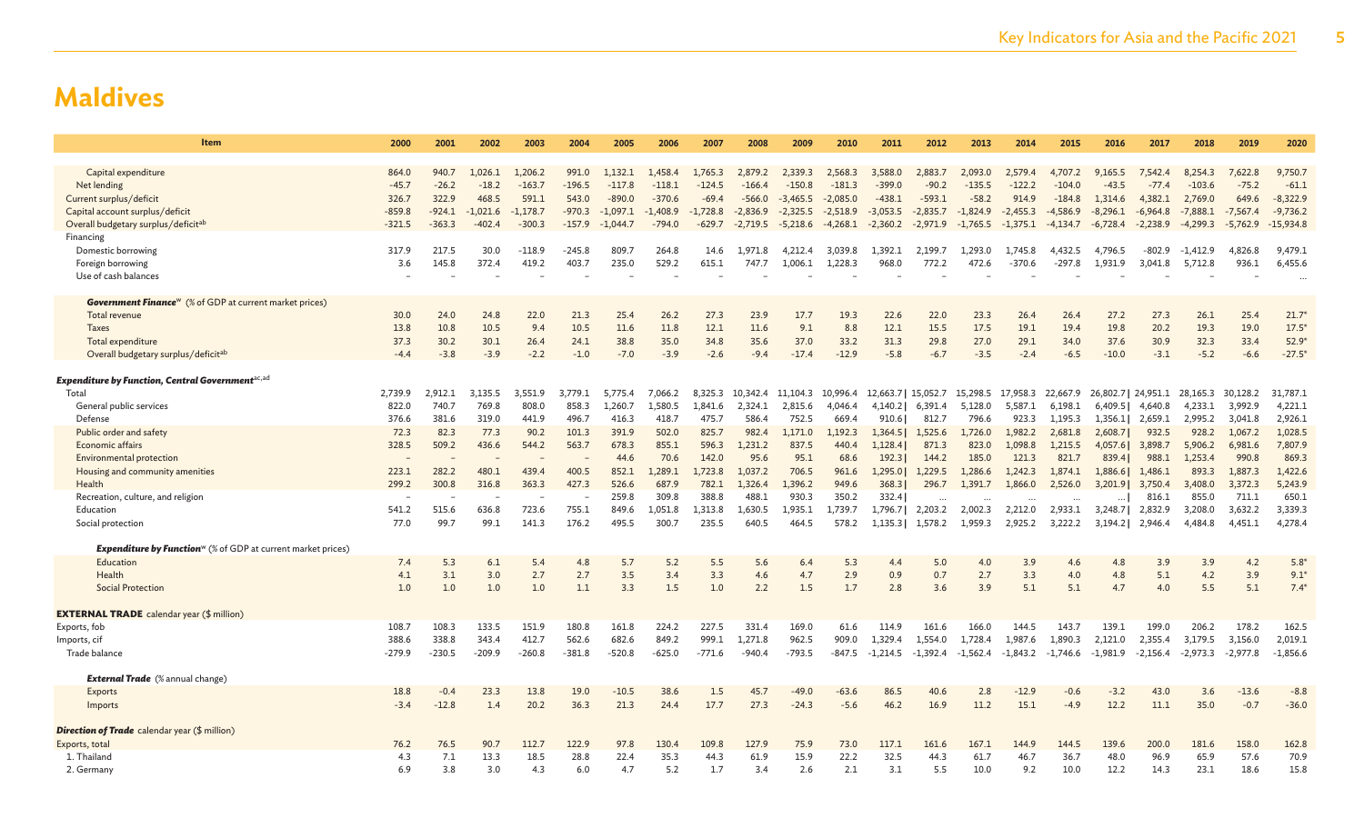# Maldives

| Item | 2000 | 2001 | 2002 | 2003 | 2004 | 2005 | 2006 | 2007 | 2008 | 2009 | 2010 | 2011 | 2012 | 2013 | 2014 | 2015 | 2016 | 2017 | 2018 | 2019 | 2020 |
|---|---|---|---|---|---|---|---|---|---|---|---|---|---|---|---|---|---|---|---|---|---|
| Capital expenditure | 864.0 | 940.7 | 1,026.1 | 1,206.2 | 991.0 | 1,132.1 | 1,458.4 | 1,765.3 | 2,879.2 | 2,339.3 | 2,568.3 | 3,588.0 | 2,883.7 | 2,093.0 | 2,579.4 | 4,707.2 | 9,165.5 | 7,542.4 | 8,254.3 | 7,622.8 | 9,750.7 |
| Net lending | -45.7 | -26.2 | -18.2 | -163.7 | -196.5 | -117.8 | -118.1 | -124.5 | -166.4 | -150.8 | -181.3 | -399.0 | -90.2 | -135.5 | -122.2 | -104.0 | -43.5 | -77.4 | -103.6 | -75.2 | -61.1 |
| Current surplus/deficit | 326.7 | 322.9 | 468.5 | 591.1 | 543.0 | -890.0 | -370.6 | -69.4 | -566.0 | -3,465.5 | -2,085.0 | -438.1 | -593.1 | -58.2 | 914.9 | -184.8 | 1,314.6 | 4,382.1 | 2,769.0 | 649.6 | -8,322.9 |
| Capital account surplus/deficit | -859.8 | -924.1 | -1,021.6 | -1,178.7 | -970.3 | -1,097.1 | -1,408.9 | -1,728.8 | -2,836.9 | -2,325.5 | -2,518.9 | -3,053.5 | -2,835.7 | -1,824.9 | -2,455.3 | -4,586.9 | -8,296.1 | -6,964.8 | -7,888.1 | -7,567.4 | -9,736.2 |
| Overall budgetary surplus/deficit[ab] | -321.5 | -363.3 | -402.4 | -300.3 | -157.9 | -1,044.7 | -794.0 | -629.7 | -2,719.5 | -5,218.6 | -4,268.1 | -2,360.2 | -2,971.9 | -1,765.5 | -1,375.1 | -4,134.7 | -6,728.4 | -2,238.9 | -4,299.3 | -5,762.9 | -15,934.8 |
| Financing | | | | | | | | | | | | | | | | | | | | | |
| Domestic borrowing | 317.9 | 217.5 | 30.0 | -118.9 | -245.8 | 809.7 | 264.8 | 14.6 | 1,971.8 | 4,212.4 | 3,039.8 | 1,392.1 | 2,199.7 | 1,293.0 | 1,745.8 | 4,432.5 | 4,796.5 | -802.9 | -1,412.9 | 4,826.8 | 9,479.1 |
| Foreign borrowing | 3.6 | 145.8 | 372.4 | 419.2 | 403.7 | 235.0 | 529.2 | 615.1 | 747.7 | 1,006.1 | 1,228.3 | 968.0 | 772.2 | 472.6 | -370.6 | -297.8 | 1,931.9 | 3,041.8 | 5,712.8 | 936.1 | 6,455.6 |
| Use of cash balances | – | – | – | – | – | – | – | – | – | – | – | – | – | – | – | – | – | – | – | – | ... |
| ***Government Finance***[w] (% of GDP at current market prices) | | | | | | | | | | | | | | | | | | | | | |
| Total revenue | 30.0 | 24.0 | 24.8 | 22.0 | 21.3 | 25.4 | 26.2 | 27.3 | 23.9 | 17.7 | 19.3 | 22.6 | 22.0 | 23.3 | 26.4 | 26.4 | 27.2 | 27.3 | 26.1 | 25.4 | 21.7* |
| Taxes | 13.8 | 10.8 | 10.5 | 9.4 | 10.5 | 11.6 | 11.8 | 12.1 | 11.6 | 9.1 | 8.8 | 12.1 | 15.5 | 17.5 | 19.1 | 19.4 | 19.8 | 20.2 | 19.3 | 19.0 | 17.5* |
| Total expenditure | 37.3 | 30.2 | 30.1 | 26.4 | 24.1 | 38.8 | 35.0 | 34.8 | 35.6 | 37.0 | 33.2 | 31.3 | 29.8 | 27.0 | 29.1 | 34.0 | 37.6 | 30.9 | 32.3 | 33.4 | 52.9* |
| Overall budgetary surplus/deficit[ab] | -4.4 | -3.8 | -3.9 | -2.2 | -1.0 | -7.0 | -3.9 | -2.6 | -9.4 | -17.4 | -12.9 | -5.8 | -6.7 | -3.5 | -2.4 | -6.5 | -10.0 | -3.1 | -5.2 | -6.6 | -27.5* |
| ***Expenditure by Function, Central Government***[ac,ad] | | | | | | | | | | | | | | | | | | | | | |
| Total | 2,739.9 | 2,912.1 | 3,135.5 | 3,551.9 | 3,779.1 | 5,775.4 | 7,066.2 | 8,325.3 | 10,342.4 | 11,104.3 | 10,996.4 | 12,663.7 \| | 15,052.7 | 15,298.5 | 17,958.3 | 22,667.9 | 26,802.7 \| | 24,951.1 | 28,165.3 | 30,128.2 | 31,787.1 |
| General public services | 822.0 | 740.7 | 769.8 | 808.0 | 858.3 | 1,260.7 | 1,580.5 | 1,841.6 | 2,324.1 | 2,815.6 | 4,046.4 | 4,140.2 \| | 6,391.4 | 5,128.0 | 5,587.1 | 6,198.1 | 6,409.5 \| | 4,640.8 | 4,233.1 | 3,992.9 | 4,221.1 |
| Defense | 376.6 | 381.6 | 319.0 | 441.9 | 496.7 | 416.3 | 418.7 | 475.7 | 586.4 | 752.5 | 669.4 | 910.6 \| | 812.7 | 796.6 | 923.3 | 1,195.3 | 1,356.1 \| | 2,659.1 | 2,995.2 | 3,041.8 | 2,926.1 |
| Public order and safety | 72.3 | 82.3 | 77.3 | 90.2 | 101.3 | 391.9 | 502.0 | 825.7 | 982.4 | 1,171.0 | 1,192.3 | 1,364.5 \| | 1,525.6 | 1,726.0 | 1,982.2 | 2,681.8 | 2,608.7 \| | 932.5 | 928.2 | 1,067.2 | 1,028.5 |
| Economic affairs | 328.5 | 509.2 | 436.6 | 544.2 | 563.7 | 678.3 | 855.1 | 596.3 | 1,231.2 | 837.5 | 440.4 | 1,128.4 \| | 871.3 | 823.0 | 1,098.8 | 1,215.5 | 4,057.6 \| | 3,898.7 | 5,906.2 | 6,981.6 | 7,807.9 |
| Environmental protection | – | – | – | – | – | 44.6 | 70.6 | 142.0 | 95.6 | 95.1 | 68.6 | 192.3 \| | 144.2 | 185.0 | 121.3 | 821.7 | 839.4 \| | 988.1 | 1,253.4 | 990.8 | 869.3 |
| Housing and community amenities | 223.1 | 282.2 | 480.1 | 439.4 | 400.5 | 852.1 | 1,289.1 | 1,723.8 | 1,037.2 | 706.5 | 961.6 | 1,295.0 \| | 1,229.5 | 1,286.6 | 1,242.3 | 1,874.1 | 1,886.6 \| | 1,486.1 | 893.3 | 1,887.3 | 1,422.6 |
| Health | 299.2 | 300.8 | 316.8 | 363.3 | 427.3 | 526.6 | 687.9 | 782.1 | 1,326.4 | 1,396.2 | 949.6 | 368.3 \| | 296.7 | 1,391.7 | 1,866.0 | 2,526.0 | 3,201.9 \| | 3,750.4 | 3,408.0 | 3,372.3 | 5,243.9 |
| Recreation, culture, and religion | – | – | – | – | – | 259.8 | 309.8 | 388.8 | 488.1 | 930.3 | 350.2 | 332.4 \| | ... | ... | ... | ... | ... \| | 816.1 | 855.0 | 711.1 | 650.1 |
| Education | 541.2 | 515.6 | 636.8 | 723.6 | 755.1 | 849.6 | 1,051.8 | 1,313.8 | 1,630.5 | 1,935.1 | 1,739.7 | 1,796.7 \| | 2,203.2 | 2,002.3 | 2,212.0 | 2,933.1 | 3,248.7 \| | 2,832.9 | 3,208.0 | 3,632.2 | 3,339.3 |
| Social protection | 77.0 | 99.7 | 99.1 | 141.3 | 176.2 | 495.5 | 300.7 | 235.5 | 640.5 | 464.5 | 578.2 | 1,135.3 \| | 1,578.2 | 1,959.3 | 2,925.2 | 3,222.2 | 3,194.2 \| | 2,946.4 | 4,484.8 | 4,451.1 | 4,278.4 |
| ***Expenditure by Function***[w] (% of GDP at current market prices) | | | | | | | | | | | | | | | | | | | | | |
| Education | 7.4 | 5.3 | 6.1 | 5.4 | 4.8 | 5.7 | 5.2 | 5.5 | 5.6 | 6.4 | 5.3 | 4.4 | 5.0 | 4.0 | 3.9 | 4.6 | 4.8 | 3.9 | 3.9 | 4.2 | 5.8* |
| Health | 4.1 | 3.1 | 3.0 | 2.7 | 2.7 | 3.5 | 3.4 | 3.3 | 4.6 | 4.7 | 2.9 | 0.9 | 0.7 | 2.7 | 3.3 | 4.0 | 4.8 | 5.1 | 4.2 | 3.9 | 9.1* |
| Social Protection | 1.0 | 1.0 | 1.0 | 1.0 | 1.1 | 3.3 | 1.5 | 1.0 | 2.2 | 1.5 | 1.7 | 2.8 | 3.6 | 3.9 | 5.1 | 5.1 | 4.7 | 4.0 | 5.5 | 5.1 | 7.4* |
| **EXTERNAL TRADE** calendar year ($ million) | | | | | | | | | | | | | | | | | | | | | |
| Exports, fob | 108.7 | 108.3 | 133.5 | 151.9 | 180.8 | 161.8 | 224.2 | 227.5 | 331.4 | 169.0 | 61.6 | 114.9 | 161.6 | 166.0 | 144.5 | 143.7 | 139.1 | 199.0 | 206.2 | 178.2 | 162.5 |
| Imports, cif | 388.6 | 338.8 | 343.4 | 412.7 | 562.6 | 682.6 | 849.2 | 999.1 | 1,271.8 | 962.5 | 909.0 | 1,329.4 | 1,554.0 | 1,728.4 | 1,987.6 | 1,890.3 | 2,121.0 | 2,355.4 | 3,179.5 | 3,156.0 | 2,019.1 |
| Trade balance | -279.9 | -230.5 | -209.9 | -260.8 | -381.8 | -520.8 | -625.0 | -771.6 | -940.4 | -793.5 | -847.5 | -1,214.5 | -1,392.4 | -1,562.4 | -1,843.2 | -1,746.6 | -1,981.9 | -2,156.4 | -2,973.3 | -2,977.8 | -1,856.6 |
| ***External Trade*** (% annual change) | | | | | | | | | | | | | | | | | | | | | |
| Exports | 18.8 | -0.4 | 23.3 | 13.8 | 19.0 | -10.5 | 38.6 | 1.5 | 45.7 | -49.0 | -63.6 | 86.5 | 40.6 | 2.8 | -12.9 | -0.6 | -3.2 | 43.0 | 3.6 | -13.6 | -8.8 |
| Imports | -3.4 | -12.8 | 1.4 | 20.2 | 36.3 | 21.3 | 24.4 | 17.7 | 27.3 | -24.3 | -5.6 | 46.2 | 16.9 | 11.2 | 15.1 | -4.9 | 12.2 | 11.1 | 35.0 | -0.7 | -36.0 |
| ***Direction of Trade*** calendar year ($ million) | | | | | | | | | | | | | | | | | | | | | |
| Exports, total | 76.2 | 76.5 | 90.7 | 112.7 | 122.9 | 97.8 | 130.4 | 109.8 | 127.9 | 75.9 | 73.0 | 117.1 | 161.6 | 167.1 | 144.9 | 144.5 | 139.6 | 200.0 | 181.6 | 158.0 | 162.8 |
| 1. Thailand | 4.3 | 7.1 | 13.3 | 18.5 | 28.8 | 22.4 | 35.3 | 44.3 | 61.9 | 15.9 | 22.2 | 32.5 | 44.3 | 61.7 | 46.7 | 36.7 | 48.0 | 96.9 | 65.9 | 57.6 | 70.9 |
| 2. Germany | 6.9 | 3.8 | 3.0 | 4.3 | 6.0 | 4.7 | 5.2 | 1.7 | 3.4 | 2.6 | 2.1 | 3.1 | 5.5 | 10.0 | 9.2 | 10.0 | 12.2 | 14.3 | 23.1 | 18.6 | 15.8 |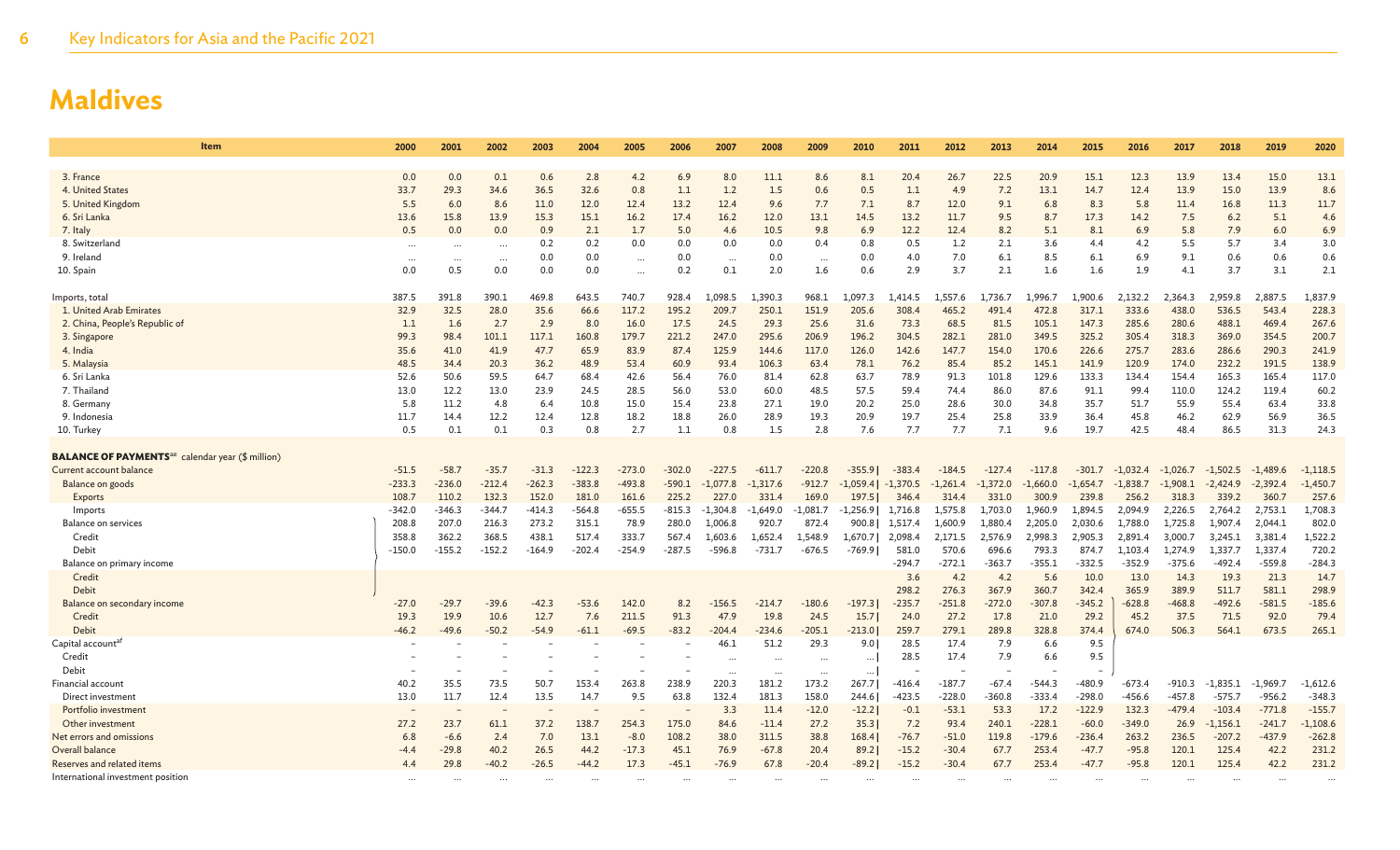# Maldives

| Item | 2000 | 2001 | 2002 | 2003 | 2004 | 2005 | 2006 | 2007 | 2008 | 2009 | 2010 | 2011 | 2012 | 2013 | 2014 | 2015 | 2016 | 2017 | 2018 | 2019 | 2020 |
|---|---|---|---|---|---|---|---|---|---|---|---|---|---|---|---|---|---|---|---|---|---|
| 3. France | 0.0 | 0.0 | 0.1 | 0.6 | 2.8 | 4.2 | 6.9 | 8.0 | 11.1 | 8.6 | 8.1 | 20.4 | 26.7 | 22.5 | 20.9 | 15.1 | 12.3 | 13.9 | 13.4 | 15.0 | 13.1 |
| 4. United States | 33.7 | 29.3 | 34.6 | 36.5 | 32.6 | 0.8 | 1.1 | 1.2 | 1.5 | 0.6 | 0.5 | 1.1 | 4.9 | 7.2 | 13.1 | 14.7 | 12.4 | 13.9 | 15.0 | 13.9 | 8.6 |
| 5. United Kingdom | 5.5 | 6.0 | 8.6 | 11.0 | 12.0 | 12.4 | 13.2 | 12.4 | 9.6 | 7.7 | 7.1 | 8.7 | 12.0 | 9.1 | 6.8 | 8.3 | 5.8 | 11.4 | 16.8 | 11.3 | 11.7 |
| 6. Sri Lanka | 13.6 | 15.8 | 13.9 | 15.3 | 15.1 | 16.2 | 17.4 | 16.2 | 12.0 | 13.1 | 14.5 | 13.2 | 11.7 | 9.5 | 8.7 | 17.3 | 14.2 | 7.5 | 6.2 | 5.1 | 4.6 |
| 7. Italy | 0.5 | 0.0 | 0.0 | 0.9 | 2.1 | 1.7 | 5.0 | 4.6 | 10.5 | 9.8 | 6.9 | 12.2 | 12.4 | 8.2 | 5.1 | 8.1 | 6.9 | 5.8 | 7.9 | 6.0 | 6.9 |
| 8. Switzerland | ... | ... | ... | 0.2 | 0.2 | 0.0 | 0.0 | 0.0 | 0.0 | 0.4 | 0.8 | 0.5 | 1.2 | 2.1 | 3.6 | 4.4 | 4.2 | 5.5 | 5.7 | 3.4 | 3.0 |
| 9. Ireland | ... | ... | ... | 0.0 | 0.0 | ... | 0.0 | ... | 0.0 | ... | 0.0 | 4.0 | 7.0 | 6.1 | 8.5 | 6.1 | 6.9 | 9.1 | 0.6 | 0.6 | 0.6 |
| 10. Spain | 0.0 | 0.5 | 0.0 | 0.0 | 0.0 | ... | 0.2 | 0.1 | 2.0 | 1.6 | 0.6 | 2.9 | 3.7 | 2.1 | 1.6 | 1.6 | 1.9 | 4.1 | 3.7 | 3.1 | 2.1 |
| Imports, total | 387.5 | 391.8 | 390.1 | 469.8 | 643.5 | 740.7 | 928.4 | 1,098.5 | 1,390.3 | 968.1 | 1,097.3 | 1,414.5 | 1,557.6 | 1,736.7 | 1,996.7 | 1,900.6 | 2,132.2 | 2,364.3 | 2,959.8 | 2,887.5 | 1,837.9 |
| 1. United Arab Emirates | 32.9 | 32.5 | 28.0 | 35.6 | 66.6 | 117.2 | 195.2 | 209.7 | 250.1 | 151.9 | 205.6 | 308.4 | 465.2 | 491.4 | 472.8 | 317.1 | 333.6 | 438.0 | 536.5 | 543.4 | 228.3 |
| 2. China, People's Republic of | 1.1 | 1.6 | 2.7 | 2.9 | 8.0 | 16.0 | 17.5 | 24.5 | 29.3 | 25.6 | 31.6 | 73.3 | 68.5 | 81.5 | 105.1 | 147.3 | 285.6 | 280.6 | 488.1 | 469.4 | 267.6 |
| 3. Singapore | 99.3 | 98.4 | 101.1 | 117.1 | 160.8 | 179.7 | 221.2 | 247.0 | 295.6 | 206.9 | 196.2 | 304.5 | 282.1 | 281.0 | 349.5 | 325.2 | 305.4 | 318.3 | 369.0 | 354.5 | 200.7 |
| 4. India | 35.6 | 41.0 | 41.9 | 47.7 | 65.9 | 83.9 | 87.4 | 125.9 | 144.6 | 117.0 | 126.0 | 142.6 | 147.7 | 154.0 | 170.6 | 226.6 | 275.7 | 283.6 | 286.6 | 290.3 | 241.9 |
| 5. Malaysia | 48.5 | 34.4 | 20.3 | 36.2 | 48.9 | 53.4 | 60.9 | 93.4 | 106.3 | 63.4 | 78.1 | 76.2 | 85.4 | 85.2 | 145.1 | 141.9 | 120.9 | 174.0 | 232.2 | 191.5 | 138.9 |
| 6. Sri Lanka | 52.6 | 50.6 | 59.5 | 64.7 | 68.4 | 42.6 | 56.4 | 76.0 | 81.4 | 62.8 | 63.7 | 78.9 | 91.3 | 101.8 | 129.6 | 133.3 | 134.4 | 154.4 | 165.3 | 165.4 | 117.0 |
| 7. Thailand | 13.0 | 12.2 | 13.0 | 23.9 | 24.5 | 28.5 | 56.0 | 53.0 | 60.0 | 48.5 | 57.5 | 59.4 | 74.4 | 86.0 | 87.6 | 91.1 | 99.4 | 110.0 | 124.2 | 119.4 | 60.2 |
| 8. Germany | 5.8 | 11.2 | 4.8 | 6.4 | 10.8 | 15.0 | 15.4 | 23.8 | 27.1 | 19.0 | 20.2 | 25.0 | 28.6 | 30.0 | 34.8 | 35.7 | 51.7 | 55.9 | 55.4 | 63.4 | 33.8 |
| 9. Indonesia | 11.7 | 14.4 | 12.2 | 12.4 | 12.8 | 18.2 | 18.8 | 26.0 | 28.9 | 19.3 | 20.9 | 19.7 | 25.4 | 25.8 | 33.9 | 36.4 | 45.8 | 46.2 | 62.9 | 56.9 | 36.5 |
| 10. Turkey | 0.5 | 0.1 | 0.1 | 0.3 | 0.8 | 2.7 | 1.1 | 0.8 | 1.5 | 2.8 | 7.6 | 7.7 | 7.7 | 7.1 | 9.6 | 19.7 | 42.5 | 48.4 | 86.5 | 31.3 | 24.3 |
| **BALANCE OF PAYMENTS**[ae] calendar year ($ million) | | | | | | | | | | | | | | | | | | | | | |
| Current account balance | -51.5 | -58.7 | -35.7 | -31.3 | -122.3 | -273.0 | -302.0 | -227.5 | -611.7 | -220.8 | -355.9 | -383.4 | -184.5 | -127.4 | -117.8 | -301.7 | -1,032.4 | -1,026.7 | -1,502.5 | -1,489.6 | -1,118.5 |
| Balance on goods | -233.3 | -236.0 | -212.4 | -262.3 | -383.8 | -493.8 | -590.1 | -1,077.8 | -1,317.6 | -912.7 | -1,059.4 | -1,370.5 | -1,261.4 | -1,372.0 | -1,660.0 | -1,654.7 | -1,838.7 | -1,908.1 | -2,424.9 | -2,392.4 | -1,450.7 |
| Exports | 108.7 | 110.2 | 132.3 | 152.0 | 181.0 | 161.6 | 225.2 | 227.0 | 331.4 | 169.0 | 197.5 | 346.4 | 314.4 | 331.0 | 300.9 | 239.8 | 256.2 | 318.3 | 339.2 | 360.7 | 257.6 |
| Imports | -342.0 | -346.3 | -344.7 | -414.3 | -564.8 | -655.5 | -815.3 | -1,304.8 | -1,649.0 | -1,081.7 | -1,256.9 | 1,716.8 | 1,575.8 | 1,703.0 | 1,960.9 | 1,894.5 | 2,094.9 | 2,226.5 | 2,764.2 | 2,753.1 | 1,708.3 |
| Balance on services | 208.8 | 207.0 | 216.3 | 273.2 | 315.1 | 78.9 | 280.0 | 1,006.8 | 920.7 | 872.4 | 900.8 | 1,517.4 | 1,600.9 | 1,880.4 | 2,205.0 | 2,030.6 | 1,788.0 | 1,725.8 | 1,907.4 | 2,044.1 | 802.0 |
| Credit | 358.8 | 362.2 | 368.5 | 438.1 | 517.4 | 333.7 | 567.4 | 1,603.6 | 1,652.4 | 1,548.9 | 1,670.7 | 2,098.4 | 2,171.5 | 2,576.9 | 2,998.3 | 2,905.3 | 2,891.4 | 3,000.7 | 3,245.1 | 3,381.4 | 1,522.2 |
| Debit | -150.0 | -155.2 | -152.2 | -164.9 | -202.4 | -254.9 | -287.5 | -596.8 | -731.7 | -676.5 | -769.9 | 581.0 | 570.6 | 696.6 | 793.3 | 874.7 | 1,103.4 | 1,274.9 | 1,337.4 | 1,337.4 | 720.2 |
| Balance on primary income | | | | | | | | | | | | -294.7 | -272.1 | -363.7 | -355.1 | -332.5 | -352.9 | -375.6 | -492.4 | -559.8 | -284.3 |
| Credit | | | | | | | | | | | | 3.6 | 4.2 | 4.2 | 5.6 | 10.0 | 13.0 | 14.3 | 19.3 | 21.3 | 14.7 |
| Debit | | | | | | | | | | | | 298.2 | 276.3 | 367.9 | 360.7 | 342.4 | 365.9 | 389.9 | 511.7 | 581.1 | 298.9 |
| Balance on secondary income | -27.0 | -29.7 | -39.6 | -42.3 | -53.6 | 142.0 | 8.2 | -156.5 | -214.7 | -180.6 | -197.3 | -235.7 | -251.8 | -272.0 | -307.8 | -345.2 | -628.8 | -468.8 | -492.6 | -581.5 | -185.6 |
| Credit | 19.3 | 19.9 | 10.6 | 12.7 | 7.6 | 211.5 | 91.3 | 47.9 | 19.8 | 24.5 | 15.7 | 24.0 | 27.2 | 17.8 | 21.0 | 29.2 | 45.2 | 37.5 | 71.5 | 92.0 | 79.4 |
| Debit | -46.2 | -49.6 | -50.2 | -54.9 | -61.1 | -69.5 | -83.2 | -204.4 | -234.6 | -205.1 | -213.0 | 259.7 | 279.1 | 289.8 | 328.8 | 374.4 | 674.0 | 506.3 | 564.1 | 673.5 | 265.1 |
| Capital account[af] | – | – | – | – | – | – | – | 46.1 | 51.2 | 29.3 | 9.0 | 28.5 | 17.4 | 7.9 | 6.6 | 9.5 | | | | | |
| Credit | – | – | – | – | – | – | – | ... | ... | ... | ... | 28.5 | 17.4 | 7.9 | 6.6 | 9.5 | | | | | |
| Debit | – | – | – | – | – | – | – | ... | ... | ... | ... | – | – | – | – | – | | | | | |
| Financial account | 40.2 | 35.5 | 73.5 | 50.7 | 153.4 | 263.8 | 238.9 | 220.3 | 181.2 | 173.2 | 267.7 | -416.4 | -187.7 | -67.4 | -544.3 | -480.9 | -673.4 | -910.3 | -1,835.1 | -1,969.7 | -1,612.6 |
| Direct investment | 13.0 | 11.7 | 12.4 | 13.5 | 14.7 | 9.5 | 63.8 | 132.4 | 181.3 | 158.0 | 244.6 | -423.5 | -228.0 | -360.8 | -333.4 | -298.0 | -456.6 | -457.8 | -575.7 | -956.2 | -348.3 |
| Portfolio investment | – | – | – | – | – | – | – | 3.3 | 11.4 | -12.0 | -12.2 | -0.1 | -53.1 | 53.3 | 17.2 | -122.9 | 132.3 | -479.4 | -103.4 | -771.8 | -155.7 |
| Other investment | 27.2 | 23.7 | 61.1 | 37.2 | 138.7 | 254.3 | 175.0 | 84.6 | -11.4 | 27.2 | 35.3 | 7.2 | 93.4 | 240.1 | -228.1 | -60.0 | -349.0 | 26.9 | -1,156.1 | -241.7 | -1,108.6 |
| Net errors and omissions | 6.8 | -6.6 | 2.4 | 7.0 | 13.1 | -8.0 | 108.2 | 38.0 | 311.5 | 38.8 | 168.4 | -76.7 | -51.0 | 119.8 | -179.6 | -236.4 | 263.2 | 236.5 | -207.2 | -437.9 | -262.8 |
| Overall balance | -4.4 | -29.8 | 40.2 | 26.5 | 44.2 | -17.3 | 45.1 | 76.9 | -67.8 | 20.4 | 89.2 | -15.2 | -30.4 | 67.7 | 253.4 | -47.7 | -95.8 | 120.1 | 125.4 | 42.2 | 231.2 |
| Reserves and related items | 4.4 | 29.8 | -40.2 | -26.5 | -44.2 | 17.3 | -45.1 | -76.9 | 67.8 | -20.4 | -89.2 | -15.2 | -30.4 | 67.7 | 253.4 | -47.7 | -95.8 | 120.1 | 125.4 | 42.2 | 231.2 |
| International investment position | ... | ... | ... | ... | ... | ... | ... | ... | ... | ... | ... | ... | ... | ... | ... | ... | ... | ... | ... | ... | ... |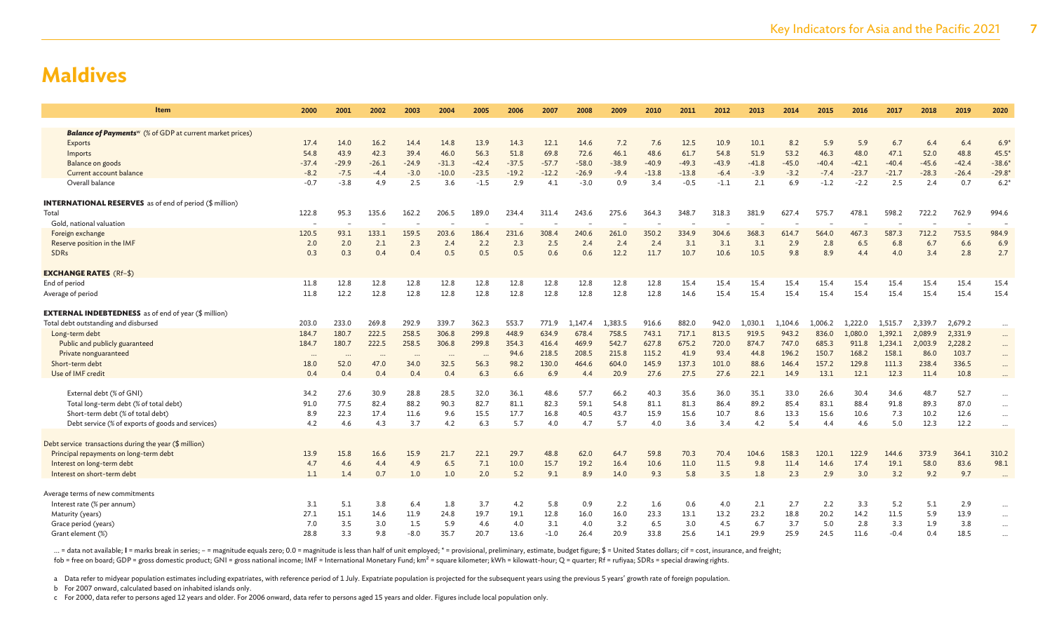# Maldives

| Item | 2000 | 2001 | 2002 | 2003 | 2004 | 2005 | 2006 | 2007 | 2008 | 2009 | 2010 | 2011 | 2012 | 2013 | 2014 | 2015 | 2016 | 2017 | 2018 | 2019 | 2020 |
|---|---|---|---|---|---|---|---|---|---|---|---|---|---|---|---|---|---|---|---|---|---|
| ***Balance of Payments***[w] (% of GDP at current market prices) | | | | | | | | | | | | | | | | | | | | | |
| Exports | 17.4 | 14.0 | 16.2 | 14.4 | 14.8 | 13.9 | 14.3 | 12.1 | 14.6 | 7.2 | 7.6 | 12.5 | 10.9 | 10.1 | 8.2 | 5.9 | 5.9 | 6.7 | 6.4 | 6.4 | 6.9* |
| Imports | 54.8 | 43.9 | 42.3 | 39.4 | 46.0 | 56.3 | 51.8 | 69.8 | 72.6 | 46.1 | 48.6 | 61.7 | 54.8 | 51.9 | 53.2 | 46.3 | 48.0 | 47.1 | 52.0 | 48.8 | 45.5* |
| Balance on goods | -37.4 | -29.9 | -26.1 | -24.9 | -31.3 | -42.4 | -37.5 | -57.7 | -58.0 | -38.9 | -40.9 | -49.3 | -43.9 | -41.8 | -45.0 | -40.4 | -42.1 | -40.4 | -45.6 | -42.4 | -38.6* |
| Current account balance | -8.2 | -7.5 | -4.4 | -3.0 | -10.0 | -23.5 | -19.2 | -12.2 | -26.9 | -9.4 | -13.8 | -13.8 | -6.4 | -3.9 | -3.2 | -7.4 | -23.7 | -21.7 | -28.3 | -26.4 | -29.8* |
| Overall balance | -0.7 | -3.8 | 4.9 | 2.5 | 3.6 | -1.5 | 2.9 | 4.1 | -3.0 | 0.9 | 3.4 | -0.5 | -1.1 | 2.1 | 6.9 | -1.2 | -2.2 | 2.5 | 2.4 | 0.7 | 6.2* |
| **INTERNATIONAL RESERVES** as of end of period ($ million) | | | | | | | | | | | | | | | | | | | | | |
| Total | 122.8 | 95.3 | 135.6 | 162.2 | 206.5 | 189.0 | 234.4 | 311.4 | 243.6 | 275.6 | 364.3 | 348.7 | 318.3 | 381.9 | 627.4 | 575.7 | 478.1 | 598.2 | 722.2 | 762.9 | 994.6 |
| Gold, national valuation | – | – | – | – | – | – | – | – | – | – | – | – | – | – | – | – | – | – | – | – | – |
| Foreign exchange | 120.5 | 93.1 | 133.1 | 159.5 | 203.6 | 186.4 | 231.6 | 308.4 | 240.6 | 261.0 | 350.2 | 334.9 | 304.6 | 368.3 | 614.7 | 564.0 | 467.3 | 587.3 | 712.2 | 753.5 | 984.9 |
| Reserve position in the IMF | 2.0 | 2.0 | 2.1 | 2.3 | 2.4 | 2.2 | 2.3 | 2.5 | 2.4 | 2.4 | 2.4 | 3.1 | 3.1 | 3.1 | 2.9 | 2.8 | 6.5 | 6.8 | 6.7 | 6.6 | 6.9 |
| SDRs | 0.3 | 0.3 | 0.4 | 0.4 | 0.5 | 0.5 | 0.5 | 0.6 | 0.6 | 12.2 | 11.7 | 10.7 | 10.6 | 10.5 | 9.8 | 8.9 | 4.4 | 4.0 | 3.4 | 2.8 | 2.7 |
| **EXCHANGE RATES** (Rf–$) | | | | | | | | | | | | | | | | | | | | | |
| End of period | 11.8 | 12.8 | 12.8 | 12.8 | 12.8 | 12.8 | 12.8 | 12.8 | 12.8 | 12.8 | 12.8 | 15.4 | 15.4 | 15.4 | 15.4 | 15.4 | 15.4 | 15.4 | 15.4 | 15.4 | 15.4 |
| Average of period | 11.8 | 12.2 | 12.8 | 12.8 | 12.8 | 12.8 | 12.8 | 12.8 | 12.8 | 12.8 | 12.8 | 14.6 | 15.4 | 15.4 | 15.4 | 15.4 | 15.4 | 15.4 | 15.4 | 15.4 | 15.4 |
| **EXTERNAL INDEBTEDNESS** as of end of year ($ million) | | | | | | | | | | | | | | | | | | | | | |
| Total debt outstanding and disbursed | 203.0 | 233.0 | 269.8 | 292.9 | 339.7 | 362.3 | 553.7 | 771.9 | 1,147.4 | 1,383.5 | 916.6 | 882.0 | 942.0 | 1,030.1 | 1,104.6 | 1,006.2 | 1,222.0 | 1,515.7 | 2,339.7 | 2,679.2 | ... |
| Long-term debt | 184.7 | 180.7 | 222.5 | 258.5 | 306.8 | 299.8 | 448.9 | 634.9 | 678.4 | 758.5 | 743.1 | 717.1 | 813.5 | 919.5 | 943.2 | 836.0 | 1,080.0 | 1,392.1 | 2,089.9 | 2,331.9 | ... |
| Public and publicly guaranteed | 184.7 | 180.7 | 222.5 | 258.5 | 306.8 | 299.8 | 354.3 | 416.4 | 469.9 | 542.7 | 627.8 | 675.2 | 720.0 | 874.7 | 747.0 | 685.3 | 911.8 | 1,234.1 | 2,003.9 | 2,228.2 | ... |
| Private nonguaranteed | ... | ... | ... | ... | ... | ... | 94.6 | 218.5 | 208.5 | 215.8 | 115.2 | 41.9 | 93.4 | 44.8 | 196.2 | 150.7 | 168.2 | 158.1 | 86.0 | 103.7 | ... |
| Short-term debt | 18.0 | 52.0 | 47.0 | 34.0 | 32.5 | 56.3 | 98.2 | 130.0 | 464.6 | 604.0 | 145.9 | 137.3 | 101.0 | 88.6 | 146.4 | 157.2 | 129.8 | 111.3 | 238.4 | 336.5 | ... |
| Use of IMF credit | 0.4 | 0.4 | 0.4 | 0.4 | 0.4 | 6.3 | 6.6 | 6.9 | 4.4 | 20.9 | 27.6 | 27.5 | 27.6 | 22.1 | 14.9 | 13.1 | 12.1 | 12.3 | 11.4 | 10.8 | ... |
| External debt (% of GNI) | 34.2 | 27.6 | 30.9 | 28.8 | 28.5 | 32.0 | 36.1 | 48.6 | 57.7 | 66.2 | 40.3 | 35.6 | 36.0 | 35.1 | 33.0 | 26.6 | 30.4 | 34.6 | 48.7 | 52.7 | ... |
| Total long-term debt (% of total debt) | 91.0 | 77.5 | 82.4 | 88.2 | 90.3 | 82.7 | 81.1 | 82.3 | 59.1 | 54.8 | 81.1 | 81.3 | 86.4 | 89.2 | 85.4 | 83.1 | 88.4 | 91.8 | 89.3 | 87.0 | ... |
| Short-term debt (% of total debt) | 8.9 | 22.3 | 17.4 | 11.6 | 9.6 | 15.5 | 17.7 | 16.8 | 40.5 | 43.7 | 15.9 | 15.6 | 10.7 | 8.6 | 13.3 | 15.6 | 10.6 | 7.3 | 10.2 | 12.6 | ... |
| Debt service (% of exports of goods and services) | 4.2 | 4.6 | 4.3 | 3.7 | 4.2 | 6.3 | 5.7 | 4.0 | 4.7 | 5.7 | 4.0 | 3.6 | 3.4 | 4.2 | 5.4 | 4.4 | 4.6 | 5.0 | 12.3 | 12.2 | ... |
| Debt service transactions during the year ($ million) | | | | | | | | | | | | | | | | | | | | | |
| Principal repayments on long-term debt | 13.9 | 15.8 | 16.6 | 15.9 | 21.7 | 22.1 | 29.7 | 48.8 | 62.0 | 64.7 | 59.8 | 70.3 | 70.4 | 104.6 | 158.3 | 120.1 | 122.9 | 144.6 | 373.9 | 364.1 | 310.2 |
| Interest on long-term debt | 4.7 | 4.6 | 4.4 | 4.9 | 6.5 | 7.1 | 10.0 | 15.7 | 19.2 | 16.4 | 10.6 | 11.0 | 11.5 | 9.8 | 11.4 | 14.6 | 17.4 | 19.1 | 58.0 | 83.6 | 98.1 |
| Interest on short-term debt | 1.1 | 1.4 | 0.7 | 1.0 | 1.0 | 2.0 | 5.2 | 9.1 | 8.9 | 14.0 | 9.3 | 5.8 | 3.5 | 1.8 | 2.3 | 2.9 | 3.0 | 3.2 | 9.2 | 9.7 | ... |
| Average terms of new commitments | | | | | | | | | | | | | | | | | | | | | |
| Interest rate (% per annum) | 3.1 | 5.1 | 3.8 | 6.4 | 1.8 | 3.7 | 4.2 | 5.8 | 0.9 | 2.2 | 1.6 | 0.6 | 4.0 | 2.1 | 2.7 | 2.2 | 3.3 | 5.2 | 5.1 | 2.9 | ... |
| Maturity (years) | 27.1 | 15.1 | 14.6 | 11.9 | 24.8 | 19.7 | 19.1 | 12.8 | 16.0 | 16.0 | 23.3 | 13.1 | 13.2 | 23.2 | 18.8 | 20.2 | 14.2 | 11.5 | 5.9 | 13.9 | ... |
| Grace period (years) | 7.0 | 3.5 | 3.0 | 1.5 | 5.9 | 4.6 | 4.0 | 3.1 | 4.0 | 3.2 | 6.5 | 3.0 | 4.5 | 6.7 | 3.7 | 5.0 | 2.8 | 3.3 | 1.9 | 3.8 | ... |
| Grant element (%) | 28.8 | 3.3 | 9.8 | -8.0 | 35.7 | 20.7 | 13.6 | -1.0 | 26.4 | 20.9 | 33.8 | 25.6 | 14.1 | 29.9 | 25.9 | 24.5 | 11.6 | -0.4 | 0.4 | 18.5 | ... |

... = data not available; | = marks break in series; – = magnitude equals zero; 0.0 = magnitude is less than half of unit employed; * = provisional, preliminary, estimate, budget figure; $ = United States dollars; cif = cost, insurance, and freight; fob = free on board; GDP = gross domestic product; GNI = gross national income; IMF = International Monetary Fund; km² = square kilometer; kWh = kilowatt-hour; Q = quarter; Rf = rufiyaa; SDRs = special drawing rights.

a Data refer to midyear population estimates including expatriates, with reference period of 1 July. Expatriate population is projected for the subsequent years using the previous 5 years' growth rate of foreign population.

b For 2007 onward, calculated based on inhabited islands only.

c For 2000, data refer to persons aged 12 years and older. For 2006 onward, data refer to persons aged 15 years and older. Figures include local population only.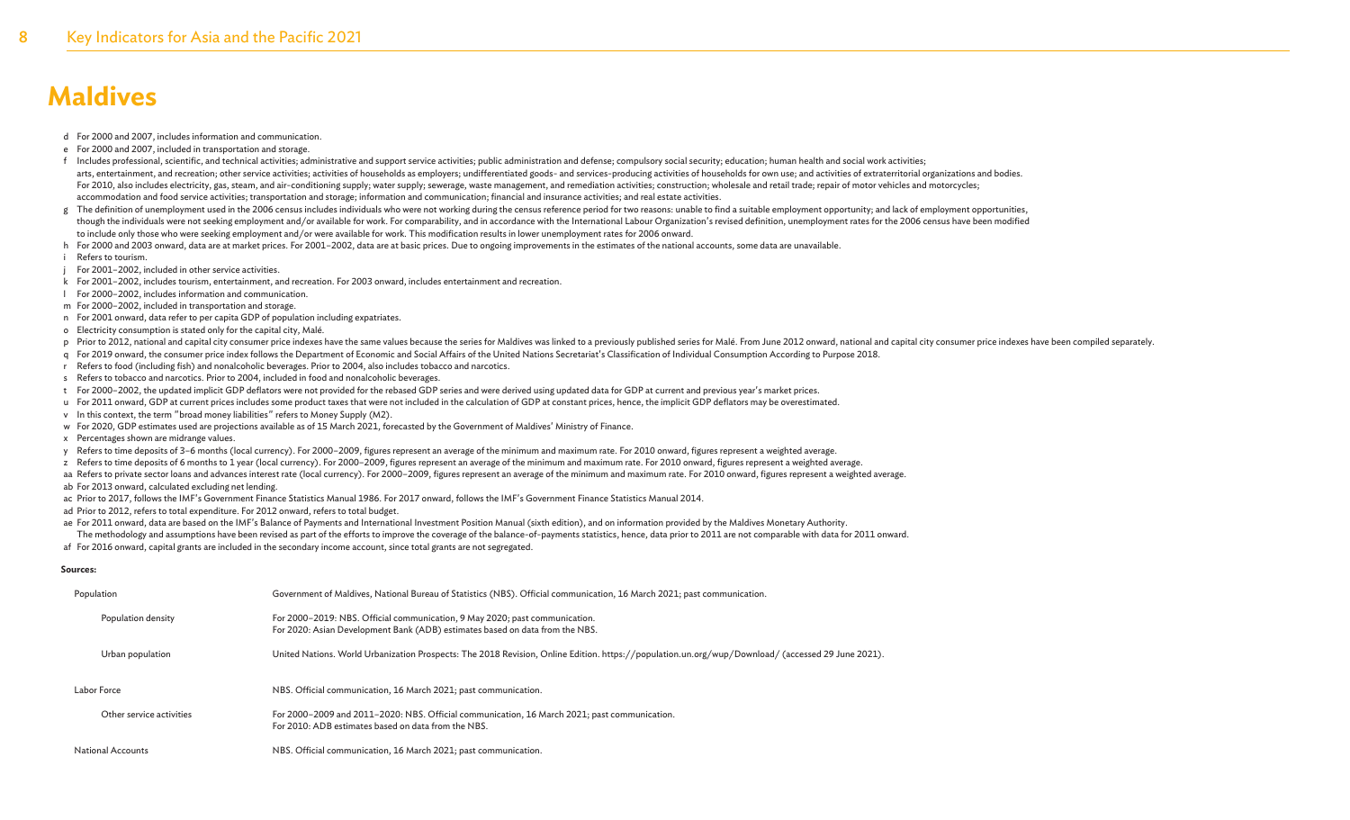# Maldives

d For 2000 and 2007, includes information and communication.
e For 2000 and 2007, included in transportation and storage.
f Includes professional, scientific, and technical activities; administrative and support service activities; public administration and defense; compulsory social security; education; human health and social work activities; arts, entertainment, and recreation; other service activities; activities of households as employers; undifferentiated goods- and services-producing activities of households for own use; and activities of extraterritorial organizations and bodies. For 2010, also includes electricity, gas, steam, and air-conditioning supply; water supply; sewerage, waste management, and remediation activities; construction; wholesale and retail trade; repair of motor vehicles and motorcycles; accommodation and food service activities; transportation and storage; information and communication; financial and insurance activities; and real estate activities.
g The definition of unemployment used in the 2006 census includes individuals who were not working during the census reference period for two reasons: unable to find a suitable employment opportunity; and lack of employment opportunities, though the individuals were not seeking employment and/or available for work. For comparability, and in accordance with the International Labour Organization's revised definition, unemployment rates for the 2006 census have been modified to include only those who were seeking employment and/or were available for work. This modification results in lower unemployment rates for 2006 onward.
h For 2000 and 2003 onward, data are at market prices. For 2001–2002, data are at basic prices. Due to ongoing improvements in the estimates of the national accounts, some data are unavailable.
i Refers to tourism.
j For 2001–2002, included in other service activities.
k For 2001–2002, includes tourism, entertainment, and recreation. For 2003 onward, includes entertainment and recreation.
l For 2000–2002, includes information and communication.
m For 2000–2002, included in transportation and storage.
n For 2001 onward, data refer to per capita GDP of population including expatriates.
o Electricity consumption is stated only for the capital city, Malé.
p Prior to 2012, national and capital city consumer price indexes have the same values because the series for Maldives was linked to a previously published series for Malé. From June 2012 onward, national and capital city consumer price indexes have been compiled separately.
q For 2019 onward, the consumer price index follows the Department of Economic and Social Affairs of the United Nations Secretariat's Classification of Individual Consumption According to Purpose 2018.
r Refers to food (including fish) and nonalcoholic beverages. Prior to 2004, also includes tobacco and narcotics.
s Refers to tobacco and narcotics. Prior to 2004, included in food and nonalcoholic beverages.
t For 2000–2002, the updated implicit GDP deflators were not provided for the rebased GDP series and were derived using updated data for GDP at current and previous year's market prices.
u For 2011 onward, GDP at current prices includes some product taxes that were not included in the calculation of GDP at constant prices, hence, the implicit GDP deflators may be overestimated.
v In this context, the term "broad money liabilities" refers to Money Supply (M2).
w For 2020, GDP estimates used are projections available as of 15 March 2021, forecasted by the Government of Maldives' Ministry of Finance.
x Percentages shown are midrange values.
y Refers to time deposits of 3–6 months (local currency). For 2000–2009, figures represent an average of the minimum and maximum rate. For 2010 onward, figures represent a weighted average.
z Refers to time deposits of 6 months to 1 year (local currency). For 2000–2009, figures represent an average of the minimum and maximum rate. For 2010 onward, figures represent a weighted average.
aa Refers to private sector loans and advances interest rate (local currency). For 2000–2009, figures represent an average of the minimum and maximum rate. For 2010 onward, figures represent a weighted average.
ab For 2013 onward, calculated excluding net lending.
ac Prior to 2017, follows the IMF's Government Finance Statistics Manual 1986. For 2017 onward, follows the IMF's Government Finance Statistics Manual 2014.
ad Prior to 2012, refers to total expenditure. For 2012 onward, refers to total budget.
ae For 2011 onward, data are based on the IMF's Balance of Payments and International Investment Position Manual (sixth edition), and on information provided by the Maldives Monetary Authority. The methodology and assumptions have been revised as part of the efforts to improve the coverage of the balance-of-payments statistics, hence, data prior to 2011 are not comparable with data for 2011 onward.
af For 2016 onward, capital grants are included in the secondary income account, since total grants are not segregated.

**Sources:**

| | |
|---|---|
| Population | Government of Maldives, National Bureau of Statistics (NBS). Official communication, 16 March 2021; past communication. |
| Population density | For 2000–2019: NBS. Official communication, 9 May 2020; past communication. For 2020: Asian Development Bank (ADB) estimates based on data from the NBS. |
| Urban population | United Nations. World Urbanization Prospects: The 2018 Revision, Online Edition. https://population.un.org/wup/Download/ (accessed 29 June 2021). |
| Labor Force | NBS. Official communication, 16 March 2021; past communication. |
| Other service activities | For 2000–2009 and 2011–2020: NBS. Official communication, 16 March 2021; past communication. For 2010: ADB estimates based on data from the NBS. |
| National Accounts | NBS. Official communication, 16 March 2021; past communication. |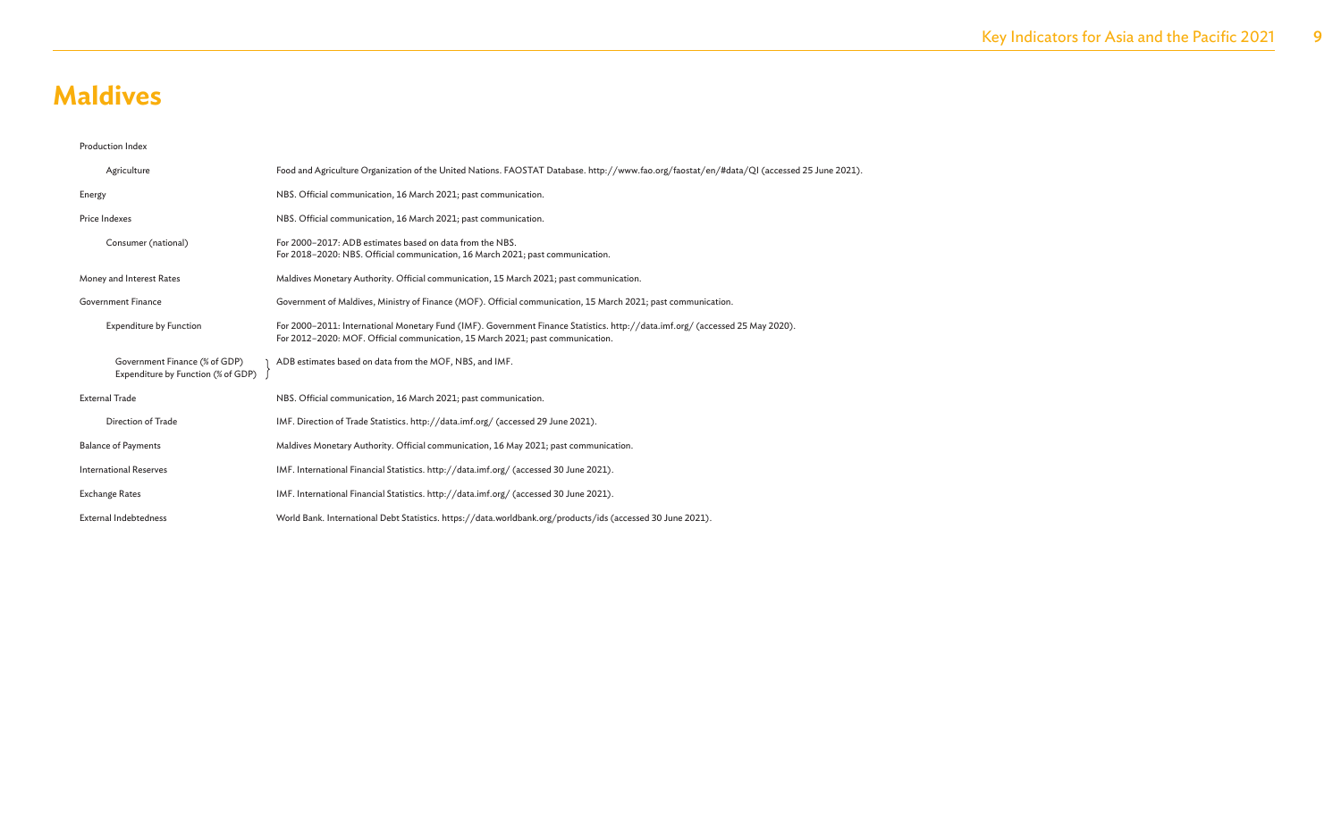# Maldives

| | |
|---|---|
| Production Index | |
| Agriculture | Food and Agriculture Organization of the United Nations. FAOSTAT Database. http://www.fao.org/faostat/en/#data/QI (accessed 25 June 2021). |
| Energy | NBS. Official communication, 16 March 2021; past communication. |
| Price Indexes | NBS. Official communication, 16 March 2021; past communication. |
| Consumer (national) | For 2000–2017: ADB estimates based on data from the NBS.<br>For 2018–2020: NBS. Official communication, 16 March 2021; past communication. |
| Money and Interest Rates | Maldives Monetary Authority. Official communication, 15 March 2021; past communication. |
| Government Finance | Government of Maldives, Ministry of Finance (MOF). Official communication, 15 March 2021; past communication. |
| Expenditure by Function | For 2000–2011: International Monetary Fund (IMF). Government Finance Statistics. http://data.imf.org/ (accessed 25 May 2020).<br>For 2012–2020: MOF. Official communication, 15 March 2021; past communication. |
| Government Finance (% of GDP)<br>Expenditure by Function (% of GDP) | ADB estimates based on data from the MOF, NBS, and IMF. |
| External Trade | NBS. Official communication, 16 March 2021; past communication. |
| Direction of Trade | IMF. Direction of Trade Statistics. http://data.imf.org/ (accessed 29 June 2021). |
| Balance of Payments | Maldives Monetary Authority. Official communication, 16 May 2021; past communication. |
| International Reserves | IMF. International Financial Statistics. http://data.imf.org/ (accessed 30 June 2021). |
| Exchange Rates | IMF. International Financial Statistics. http://data.imf.org/ (accessed 30 June 2021). |
| External Indebtedness | World Bank. International Debt Statistics. https://data.worldbank.org/products/ids (accessed 30 June 2021). |